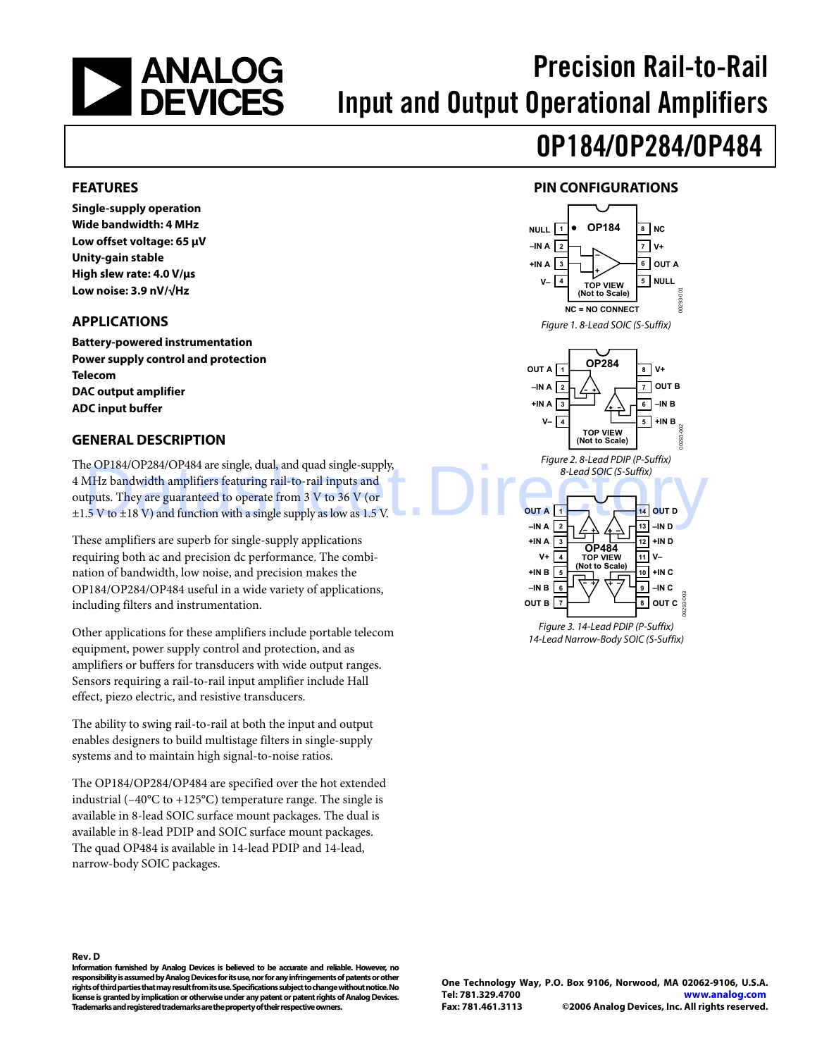# Precision Rail-to-Rail Input and Output Operational Amplifiers

# OP184/OP284/OP484

## FEATURES

**Single-supply operation**
**Wide bandwidth: 4 MHz**
**Low offset voltage: 65 μV**
**Unity-gain stable**
**High slew rate: 4.0 V/μs**
**Low noise: 3.9 nV/√Hz**

## APPLICATIONS

**Battery-powered instrumentation**
**Power supply control and protection**
**Telecom**
**DAC output amplifier**
**ADC input buffer**

## GENERAL DESCRIPTION

The OP184/OP284/OP484 are single, dual, and quad single-supply, 4 MHz bandwidth amplifiers featuring rail-to-rail inputs and outputs. They are guaranteed to operate from 3 V to 36 V (or ±1.5 V to ±18 V) and function with a single supply as low as 1.5 V.

These amplifiers are superb for single-supply applications requiring both ac and precision dc performance. The combination of bandwidth, low noise, and precision makes the OP184/OP284/OP484 useful in a wide variety of applications, including filters and instrumentation.

Other applications for these amplifiers include portable telecom equipment, power supply control and protection, and as amplifiers or buffers for transducers with wide output ranges. Sensors requiring a rail-to-rail input amplifier include Hall effect, piezo electric, and resistive transducers.

The ability to swing rail-to-rail at both the input and output enables designers to build multistage filters in single-supply systems and to maintain high signal-to-noise ratios.

The OP184/OP284/OP484 are specified over the hot extended industrial (−40°C to +125°C) temperature range. The single is available in 8-lead SOIC surface mount packages. The dual is available in 8-lead PDIP and SOIC surface mount packages. The quad OP484 is available in 14-lead PDIP and 14-lead, narrow-body SOIC packages.

## PIN CONFIGURATIONS

| Pin | OP184 |
|---|---|
| 1 | NULL |
| 2 | –IN A |
| 3 | +IN A |
| 4 | V– |
| 5 | NULL |
| 6 | OUT A |
| 7 | V+ |
| 8 | NC |

NC = NO CONNECT

*Figure 1. 8-Lead SOIC (S-Suffix)*

| Pin | OP284 |
|---|---|
| 1 | OUT A |
| 2 | –IN A |
| 3 | +IN A |
| 4 | V– |
| 5 | +IN B |
| 6 | –IN B |
| 7 | OUT B |
| 8 | V+ |

*Figure 2. 8-Lead PDIP (P-Suffix) 8-Lead SOIC (S-Suffix)*

| Pin | OP484 |
|---|---|
| 1 | OUT A |
| 2 | –IN A |
| 3 | +IN A |
| 4 | V+ |
| 5 | +IN B |
| 6 | –IN B |
| 7 | OUT B |
| 8 | OUT C |
| 9 | –IN C |
| 10 | +IN C |
| 11 | V– |
| 12 | +IN D |
| 13 | –IN D |
| 14 | OUT D |

*Figure 3. 14-Lead PDIP (P-Suffix) 14-Lead Narrow-Body SOIC (S-Suffix)*

**Rev. D**
**Information furnished by Analog Devices is believed to be accurate and reliable. However, no responsibility is assumed by Analog Devices for its use, nor for any infringements of patents or other rights of third parties that may result from its use. Specifications subject to change without notice. No license is granted by implication or otherwise under any patent or patent rights of Analog Devices. Trademarks and registered trademarks are the property of their respective owners.**

**One Technology Way, P.O. Box 9106, Norwood, MA 02062-9106, U.S.A.**
**Tel: 781.329.4700 www.analog.com**
**Fax: 781.461.3113 ©2006 Analog Devices, Inc. All rights reserved.**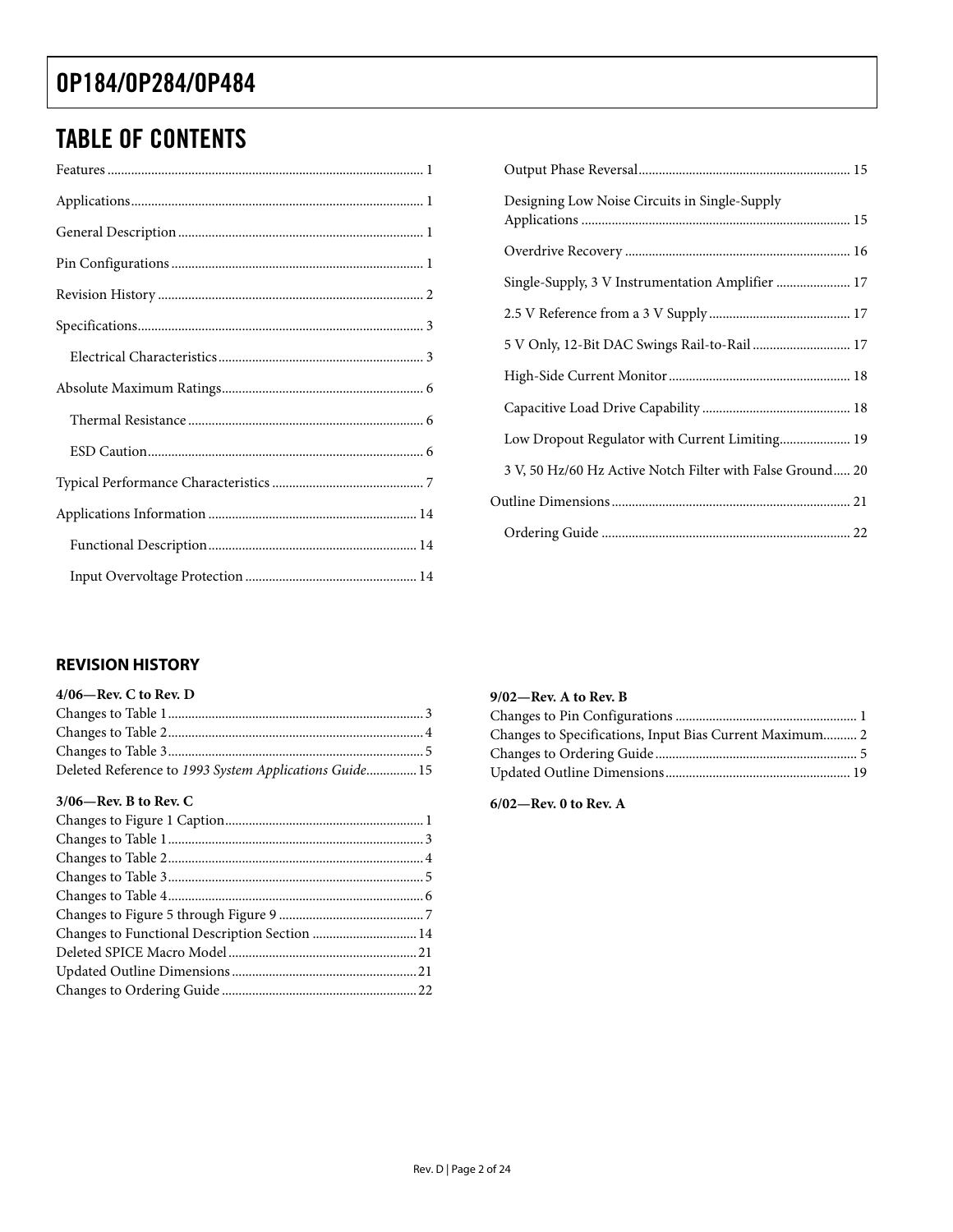## TABLE OF CONTENTS

Features .... 1
Applications .... 1
General Description .... 1
Pin Configurations .... 1
Revision History .... 2
Specifications .... 3
- Electrical Characteristics .... 3

Absolute Maximum Ratings .... 6
- Thermal Resistance .... 6
- ESD Caution .... 6

Typical Performance Characteristics .... 7
Applications Information .... 14
- Functional Description .... 14
- Input Overvoltage Protection .... 14
- Output Phase Reversal .... 15
- Designing Low Noise Circuits in Single-Supply Applications .... 15
- Overdrive Recovery .... 16
- Single-Supply, 3 V Instrumentation Amplifier .... 17
- 2.5 V Reference from a 3 V Supply .... 17
- 5 V Only, 12-Bit DAC Swings Rail-to-Rail .... 17
- High-Side Current Monitor .... 18
- Capacitive Load Drive Capability .... 18
- Low Dropout Regulator with Current Limiting .... 19
- 3 V, 50 Hz/60 Hz Active Notch Filter with False Ground .... 20

Outline Dimensions .... 21
- Ordering Guide .... 22

## REVISION HISTORY

**4/06—Rev. C to Rev. D**

Changes to Table 1 .... 3
Changes to Table 2 .... 4
Changes to Table 3 .... 5
Deleted Reference to *1993 System Applications Guide* .... 15

**3/06—Rev. B to Rev. C**

Changes to Figure 1 Caption .... 1
Changes to Table 1 .... 3
Changes to Table 2 .... 4
Changes to Table 3 .... 5
Changes to Table 4 .... 6
Changes to Figure 5 through Figure 9 .... 7
Changes to Functional Description Section .... 14
Deleted SPICE Macro Model .... 21
Updated Outline Dimensions .... 21
Changes to Ordering Guide .... 22

**9/02—Rev. A to Rev. B**

Changes to Pin Configurations .... 1
Changes to Specifications, Input Bias Current Maximum .... 2
Changes to Ordering Guide .... 5
Updated Outline Dimensions .... 19

**6/02—Rev. 0 to Rev. A**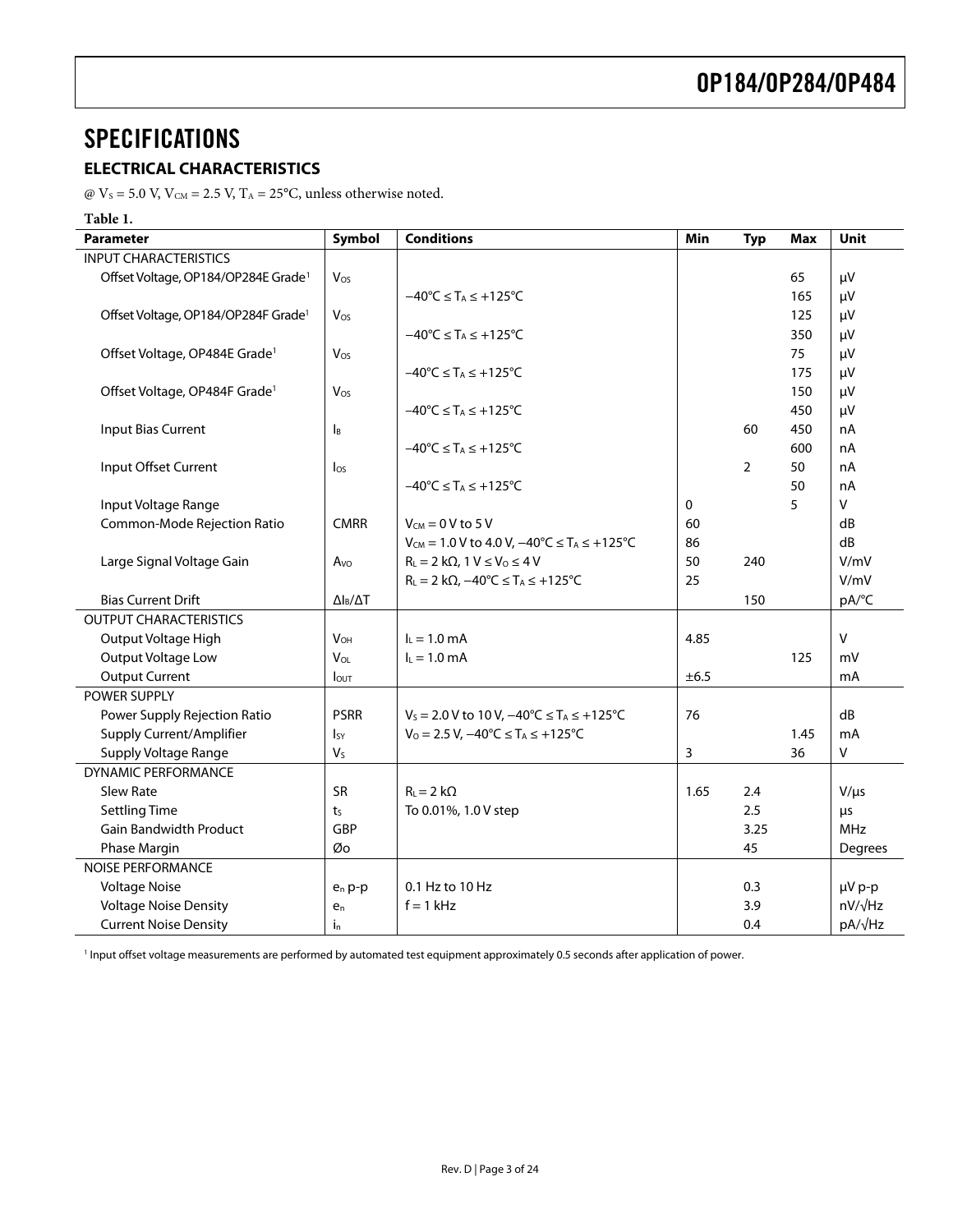# SPECIFICATIONS

## ELECTRICAL CHARACTERISTICS

@ $V_S$ = 5.0 V, $V_{CM}$ = 2.5 V, $T_A$ = 25°C, unless otherwise noted.

**Table 1.**

| Parameter | Symbol | Conditions | Min | Typ | Max | Unit |
|---|---|---|---|---|---|---|
| INPUT CHARACTERISTICS | | | | | | |
| Offset Voltage, OP184/OP284E Grade[1] | $V_{OS}$ | | | | 65 | μV |
| | | −40°C ≤ $T_A$ ≤ +125°C | | | 165 | μV |
| Offset Voltage, OP184/OP284F Grade[1] | $V_{OS}$ | | | | 125 | μV |
| | | −40°C ≤ $T_A$ ≤ +125°C | | | 350 | μV |
| Offset Voltage, OP484E Grade[1] | $V_{OS}$ | | | | 75 | μV |
| | | −40°C ≤ $T_A$ ≤ +125°C | | | 175 | μV |
| Offset Voltage, OP484F Grade[1] | $V_{OS}$ | | | | 150 | μV |
| | | −40°C ≤ $T_A$ ≤ +125°C | | | 450 | μV |
| Input Bias Current | $I_B$ | | | 60 | 450 | nA |
| | | −40°C ≤ $T_A$ ≤ +125°C | | | 600 | nA |
| Input Offset Current | $I_{OS}$ | | | 2 | 50 | nA |
| | | −40°C ≤ $T_A$ ≤ +125°C | | | 50 | nA |
| Input Voltage Range | | | 0 | | 5 | V |
| Common-Mode Rejection Ratio | CMRR | $V_{CM}$ = 0 V to 5 V | 60 | | | dB |
| | | $V_{CM}$ = 1.0 V to 4.0 V, −40°C ≤ $T_A$ ≤ +125°C | 86 | | | dB |
| Large Signal Voltage Gain | $A_{VO}$ | $R_L$ = 2 kΩ, 1 V ≤ $V_O$ ≤ 4 V | 50 | 240 | | V/mV |
| | | $R_L$ = 2 kΩ, −40°C ≤ $T_A$ ≤ +125°C | 25 | | | V/mV |
| Bias Current Drift | $\Delta I_B/\Delta T$ | | | 150 | | pA/°C |
| OUTPUT CHARACTERISTICS | | | | | | |
| Output Voltage High | $V_{OH}$ | $I_L$ = 1.0 mA | 4.85 | | | V |
| Output Voltage Low | $V_{OL}$ | $I_L$ = 1.0 mA | | | 125 | mV |
| Output Current | $I_{OUT}$ | | ±6.5 | | | mA |
| POWER SUPPLY | | | | | | |
| Power Supply Rejection Ratio | PSRR | $V_S$ = 2.0 V to 10 V, −40°C ≤ $T_A$ ≤ +125°C | 76 | | | dB |
| Supply Current/Amplifier | $I_{SY}$ | $V_O$ = 2.5 V, −40°C ≤ $T_A$ ≤ +125°C | | | 1.45 | mA |
| Supply Voltage Range | $V_S$ | | 3 | | 36 | V |
| DYNAMIC PERFORMANCE | | | | | | |
| Slew Rate | SR | $R_L$ = 2 kΩ | 1.65 | 2.4 | | V/μs |
| Settling Time | $t_S$ | To 0.01%, 1.0 V step | | 2.5 | | μs |
| Gain Bandwidth Product | GBP | | | 3.25 | | MHz |
| Phase Margin | Øo | | | 45 | | Degrees |
| NOISE PERFORMANCE | | | | | | |
| Voltage Noise | $e_n$ p-p | 0.1 Hz to 10 Hz | | 0.3 | | μV p-p |
| Voltage Noise Density | $e_n$ | f = 1 kHz | | 3.9 | | nV/√Hz |
| Current Noise Density | $i_n$ | | | 0.4 | | pA/√Hz |

[1] Input offset voltage measurements are performed by automated test equipment approximately 0.5 seconds after application of power.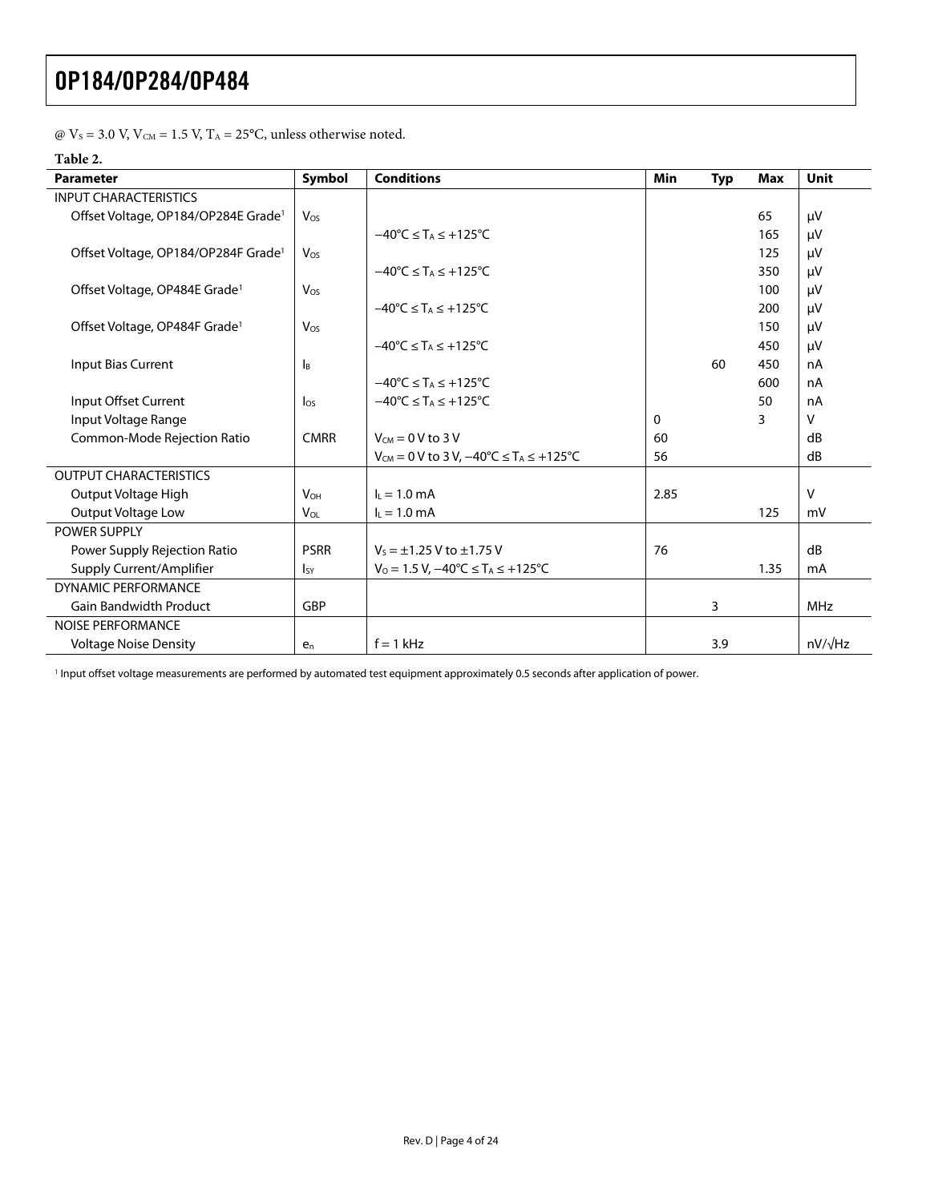@ $V_S$ = 3.0 V, $V_{CM}$ = 1.5 V, $T_A$ = 25°C, unless otherwise noted.

**Table 2.**

| Parameter | Symbol | Conditions | Min | Typ | Max | Unit |
|---|---|---|---|---|---|---|
| INPUT CHARACTERISTICS | | | | | | |
| Offset Voltage, OP184/OP284E Grade[1] | $V_{OS}$ | | | | 65 | µV |
| | | −40°C ≤ $T_A$ ≤ +125°C | | | 165 | µV |
| Offset Voltage, OP184/OP284F Grade[1] | $V_{OS}$ | | | | 125 | µV |
| | | −40°C ≤ $T_A$ ≤ +125°C | | | 350 | µV |
| Offset Voltage, OP484E Grade[1] | $V_{OS}$ | | | | 100 | µV |
| | | −40°C ≤ $T_A$ ≤ +125°C | | | 200 | µV |
| Offset Voltage, OP484F Grade[1] | $V_{OS}$ | | | | 150 | µV |
| | | −40°C ≤ $T_A$ ≤ +125°C | | | 450 | µV |
| Input Bias Current | $I_B$ | | | 60 | 450 | nA |
| | | −40°C ≤ $T_A$ ≤ +125°C | | | 600 | nA |
| Input Offset Current | $I_{OS}$ | −40°C ≤ $T_A$ ≤ +125°C | | | 50 | nA |
| Input Voltage Range | | | 0 | | 3 | V |
| Common-Mode Rejection Ratio | CMRR | $V_{CM}$ = 0 V to 3 V | 60 | | | dB |
| | | $V_{CM}$ = 0 V to 3 V, −40°C ≤ $T_A$ ≤ +125°C | 56 | | | dB |
| OUTPUT CHARACTERISTICS | | | | | | |
| Output Voltage High | $V_{OH}$ | $I_L$ = 1.0 mA | 2.85 | | | V |
| Output Voltage Low | $V_{OL}$ | $I_L$ = 1.0 mA | | | 125 | mV |
| POWER SUPPLY | | | | | | |
| Power Supply Rejection Ratio | PSRR | $V_S$ = ±1.25 V to ±1.75 V | 76 | | | dB |
| Supply Current/Amplifier | $I_{SY}$ | $V_O$ = 1.5 V, −40°C ≤ $T_A$ ≤ +125°C | | | 1.35 | mA |
| DYNAMIC PERFORMANCE | | | | | | |
| Gain Bandwidth Product | GBP | | | 3 | | MHz |
| NOISE PERFORMANCE | | | | | | |
| Voltage Noise Density | $e_n$ | f = 1 kHz | | 3.9 | | nV/√Hz |

[1] Input offset voltage measurements are performed by automated test equipment approximately 0.5 seconds after application of power.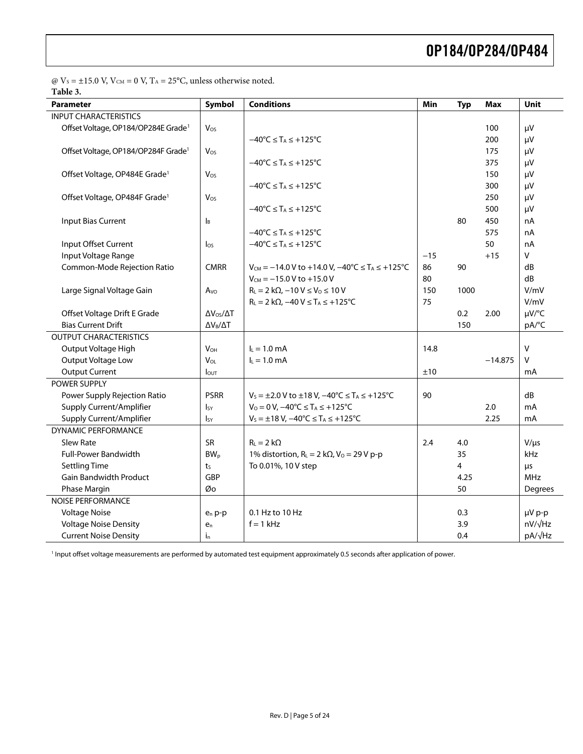@ $V_S$ = ±15.0 V, $V_{CM}$ = 0 V, $T_A$ = 25°C, unless otherwise noted.

**Table 3.**

| Parameter | Symbol | Conditions | Min | Typ | Max | Unit |
|---|---|---|---|---|---|---|
| INPUT CHARACTERISTICS | | | | | | |
| Offset Voltage, OP184/OP284E Grade[1] | $V_{OS}$ | | | | 100 | µV |
| | | −40°C ≤ $T_A$ ≤ +125°C | | | 200 | µV |
| Offset Voltage, OP184/OP284F Grade[1] | $V_{OS}$ | | | | 175 | µV |
| | | −40°C ≤ $T_A$ ≤ +125°C | | | 375 | µV |
| Offset Voltage, OP484E Grade[1] | $V_{OS}$ | | | | 150 | µV |
| | | −40°C ≤ $T_A$ ≤ +125°C | | | 300 | µV |
| Offset Voltage, OP484F Grade[1] | $V_{OS}$ | | | | 250 | µV |
| | | −40°C ≤ $T_A$ ≤ +125°C | | | 500 | µV |
| Input Bias Current | $I_B$ | | | 80 | 450 | nA |
| | | −40°C ≤ $T_A$ ≤ +125°C | | | 575 | nA |
| Input Offset Current | $I_{OS}$ | −40°C ≤ $T_A$ ≤ +125°C | | | 50 | nA |
| Input Voltage Range | | | −15 | | +15 | V |
| Common-Mode Rejection Ratio | CMRR | $V_{CM}$ = −14.0 V to +14.0 V, −40°C ≤ $T_A$ ≤ +125°C | 86 | 90 | | dB |
| | | $V_{CM}$ = −15.0 V to +15.0 V | 80 | | | dB |
| Large Signal Voltage Gain | $A_{VO}$ | $R_L$ = 2 kΩ, −10 V ≤ $V_O$ ≤ 10 V | 150 | 1000 | | V/mV |
| | | $R_L$ = 2 kΩ, −40 V ≤ $T_A$ ≤ +125°C | 75 | | | V/mV |
| Offset Voltage Drift E Grade | $\Delta V_{OS}/\Delta T$ | | | 0.2 | 2.00 | µV/°C |
| Bias Current Drift | $\Delta V_B/\Delta T$ | | | 150 | | pA/°C |
| OUTPUT CHARACTERISTICS | | | | | | |
| Output Voltage High | $V_{OH}$ | $I_L$ = 1.0 mA | 14.8 | | | V |
| Output Voltage Low | $V_{OL}$ | $I_L$ = 1.0 mA | | | −14.875 | V |
| Output Current | $I_{OUT}$ | | ±10 | | | mA |
| POWER SUPPLY | | | | | | |
| Power Supply Rejection Ratio | PSRR | $V_S$ = ±2.0 V to ±18 V, −40°C ≤ $T_A$ ≤ +125°C | 90 | | | dB |
| Supply Current/Amplifier | $I_{SY}$ | $V_O$ = 0 V, −40°C ≤ $T_A$ ≤ +125°C | | | 2.0 | mA |
| Supply Current/Amplifier | $I_{SY}$ | $V_S$ = ±18 V, −40°C ≤ $T_A$ ≤ +125°C | | | 2.25 | mA |
| DYNAMIC PERFORMANCE | | | | | | |
| Slew Rate | SR | $R_L$ = 2 kΩ | 2.4 | 4.0 | | V/µs |
| Full-Power Bandwidth | $BW_p$ | 1% distortion, $R_L$ = 2 kΩ, $V_O$ = 29 V p-p | | 35 | | kHz |
| Settling Time | $t_S$ | To 0.01%, 10 V step | | 4 | | µs |
| Gain Bandwidth Product | GBP | | | 4.25 | | MHz |
| Phase Margin | Øo | | | 50 | | Degrees |
| NOISE PERFORMANCE | | | | | | |
| Voltage Noise | $e_n$ p-p | 0.1 Hz to 10 Hz | | 0.3 | | µV p-p |
| Voltage Noise Density | $e_n$ | f = 1 kHz | | 3.9 | | nV/√Hz |
| Current Noise Density | $i_n$ | | | 0.4 | | pA/√Hz |

[1] Input offset voltage measurements are performed by automated test equipment approximately 0.5 seconds after application of power.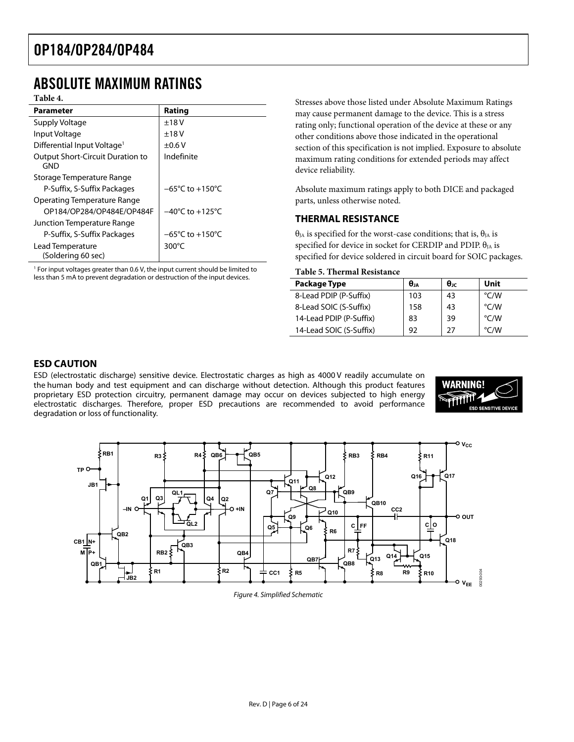## ABSOLUTE MAXIMUM RATINGS

**Table 4.**

| Parameter | Rating |
|---|---|
| Supply Voltage | ±18 V |
| Input Voltage | ±18 V |
| Differential Input Voltage[1] | ±0.6 V |
| Output Short-Circuit Duration to GND | Indefinite |
| Storage Temperature Range | |
| P-Suffix, S-Suffix Packages | −65°C to +150°C |
| Operating Temperature Range | |
| OP184/OP284/OP484E/OP484F | −40°C to +125°C |
| Junction Temperature Range | |
| P-Suffix, S-Suffix Packages | −65°C to +150°C |
| Lead Temperature (Soldering 60 sec) | 300°C |

[1] For input voltages greater than 0.6 V, the input current should be limited to less than 5 mA to prevent degradation or destruction of the input devices.

Stresses above those listed under Absolute Maximum Ratings may cause permanent damage to the device. This is a stress rating only; functional operation of the device at these or any other conditions above those indicated in the operational section of this specification is not implied. Exposure to absolute maximum rating conditions for extended periods may affect device reliability.

Absolute maximum ratings apply to both DICE and packaged parts, unless otherwise noted.

### THERMAL RESISTANCE

$\theta_{JA}$ is specified for the worst-case conditions; that is, $\theta_{JA}$ is specified for device in socket for CERDIP and PDIP. $\theta_{JA}$ is specified for device soldered in circuit board for SOIC packages.

**Table 5. Thermal Resistance**

| Package Type | $\theta_{JA}$ | $\theta_{JC}$ | Unit |
|---|---|---|---|
| 8-Lead PDIP (P-Suffix) | 103 | 43 | °C/W |
| 8-Lead SOIC (S-Suffix) | 158 | 43 | °C/W |
| 14-Lead PDIP (P-Suffix) | 83 | 39 | °C/W |
| 14-Lead SOIC (S-Suffix) | 92 | 27 | °C/W |

### ESD CAUTION

ESD (electrostatic discharge) sensitive device. Electrostatic charges as high as 4000 V readily accumulate on the human body and test equipment and can discharge without detection. Although this product features proprietary ESD protection circuitry, permanent damage may occur on devices subjected to high energy electrostatic discharges. Therefore, proper ESD precautions are recommended to avoid performance degradation or loss of functionality.

*Figure 4. Simplified Schematic*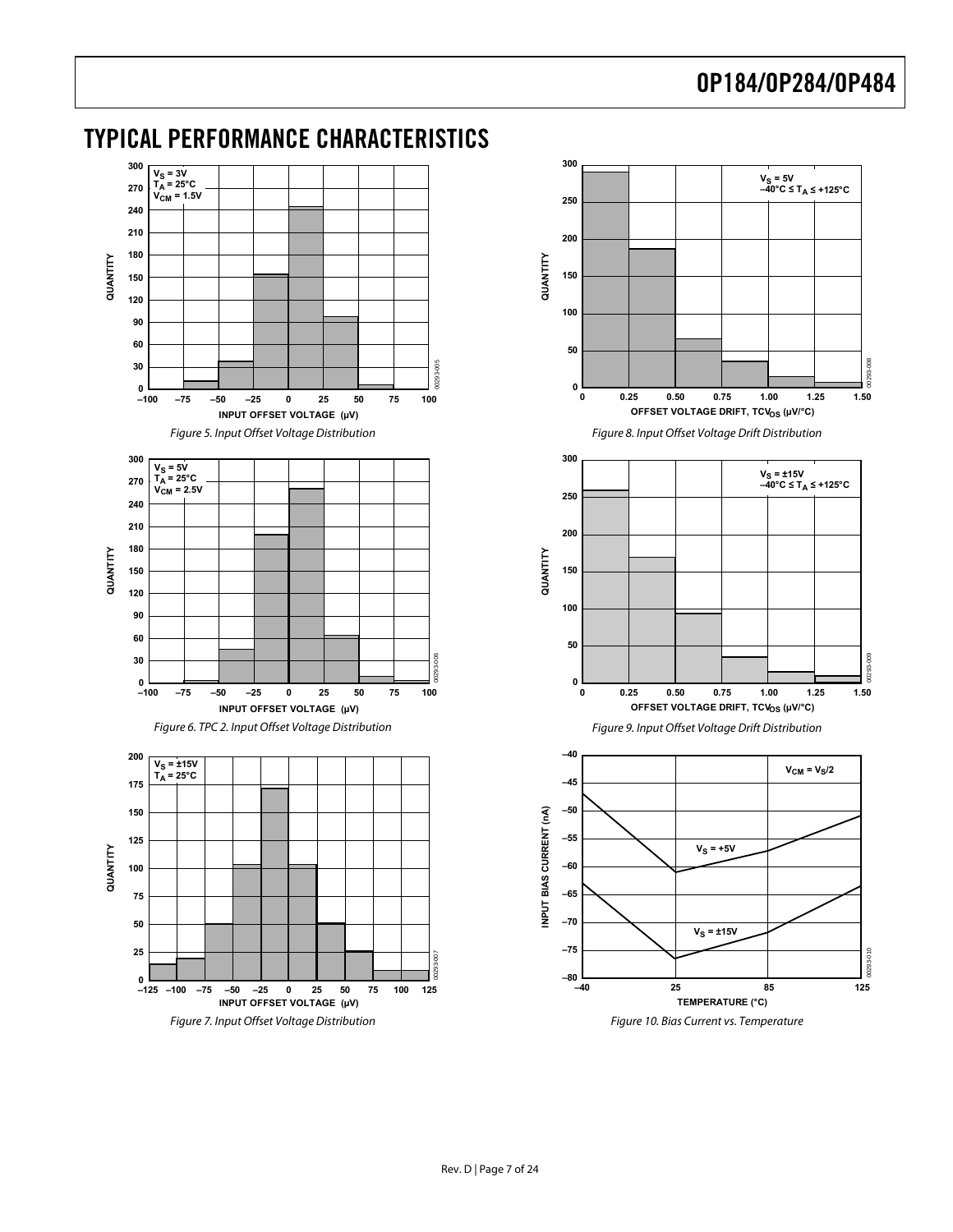# TYPICAL PERFORMANCE CHARACTERISTICS

Figure 5. Input Offset Voltage Distribution

Figure 6. TPC 2. Input Offset Voltage Distribution

Figure 7. Input Offset Voltage Distribution

Figure 8. Input Offset Voltage Drift Distribution

Figure 9. Input Offset Voltage Drift Distribution

Figure 10. Bias Current vs. Temperature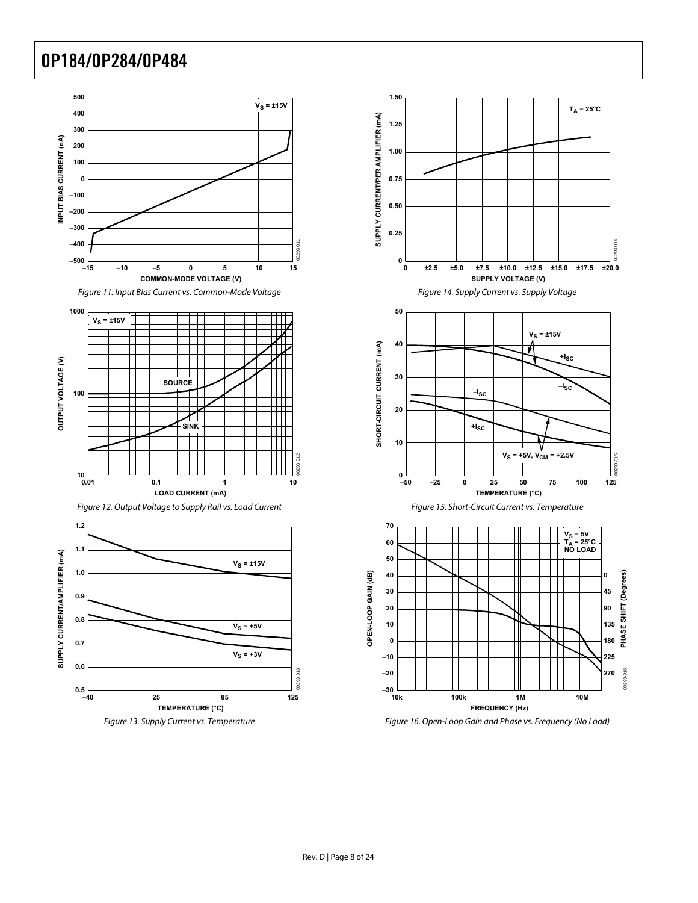Figure 11. Input Bias Current vs. Common-Mode Voltage

Figure 12. Output Voltage to Supply Rail vs. Load Current

Figure 13. Supply Current vs. Temperature

Figure 14. Supply Current vs. Supply Voltage

Figure 15. Short-Circuit Current vs. Temperature

Figure 16. Open-Loop Gain and Phase vs. Frequency (No Load)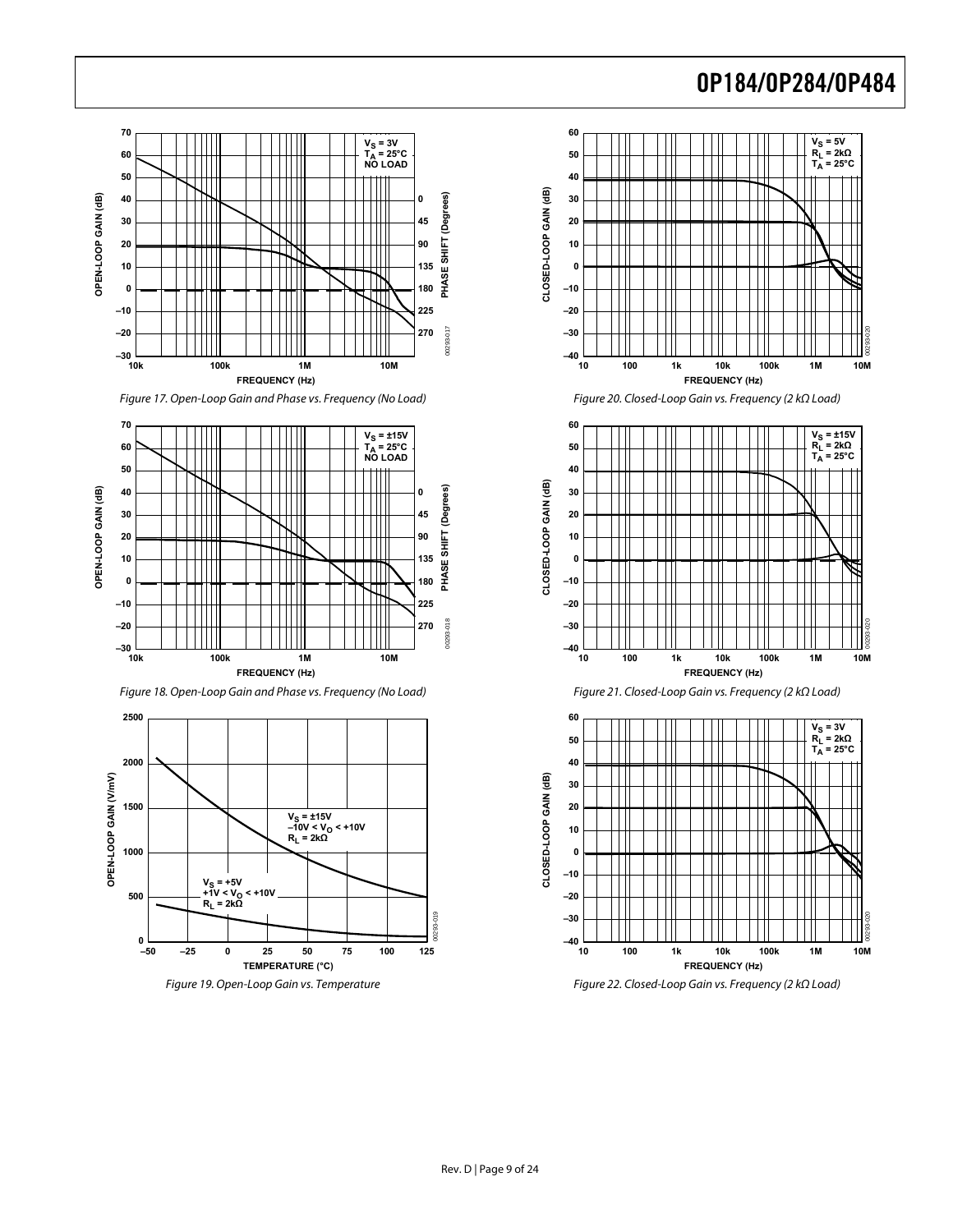Figure 17. Open-Loop Gain and Phase vs. Frequency (No Load)

Figure 18. Open-Loop Gain and Phase vs. Frequency (No Load)

Figure 19. Open-Loop Gain vs. Temperature

Figure 20. Closed-Loop Gain vs. Frequency (2 kΩ Load)

Figure 21. Closed-Loop Gain vs. Frequency (2 kΩ Load)

Figure 22. Closed-Loop Gain vs. Frequency (2 kΩ Load)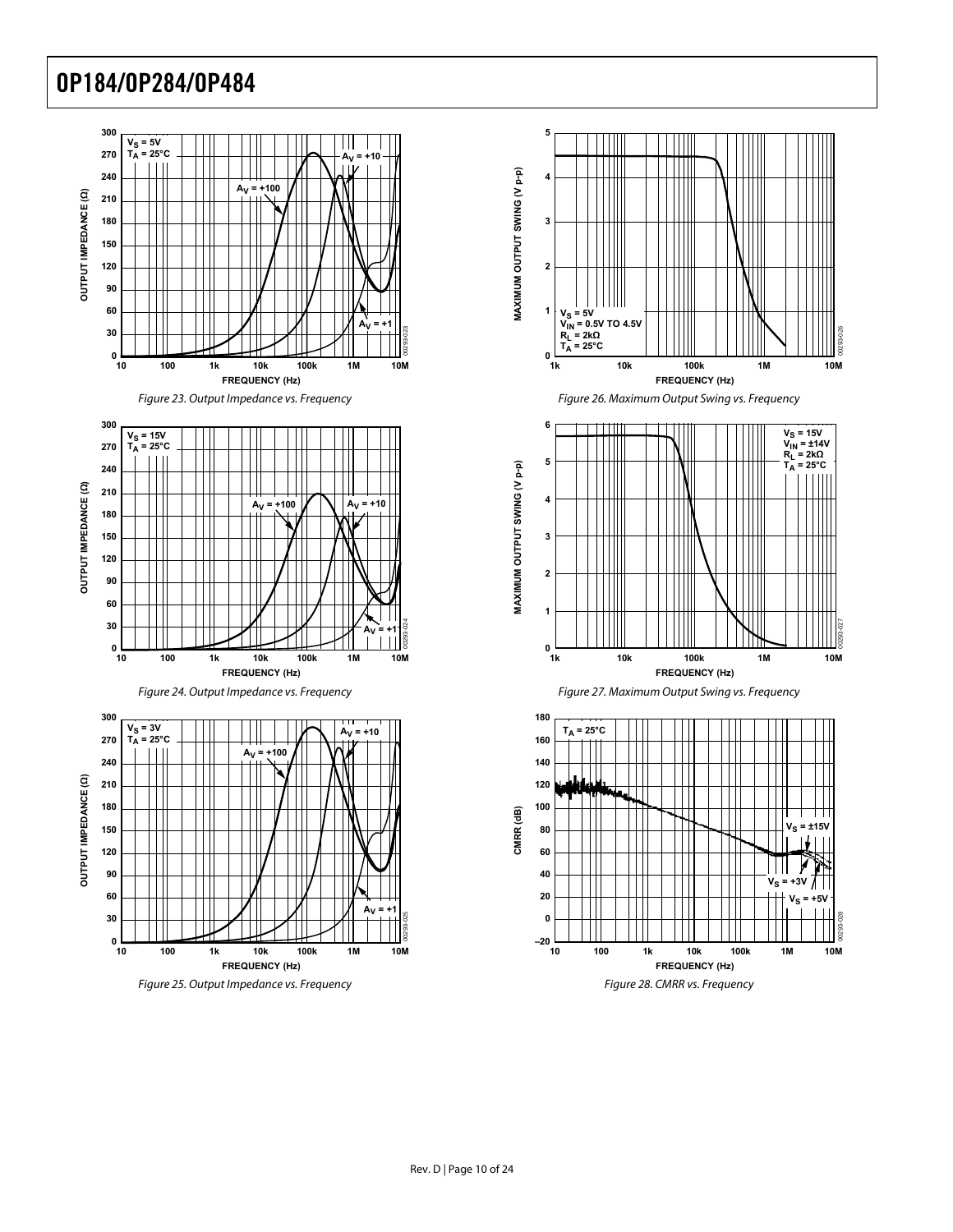Figure 23. Output Impedance vs. Frequency

Figure 24. Output Impedance vs. Frequency

Figure 25. Output Impedance vs. Frequency

Figure 26. Maximum Output Swing vs. Frequency

Figure 27. Maximum Output Swing vs. Frequency

Figure 28. CMRR vs. Frequency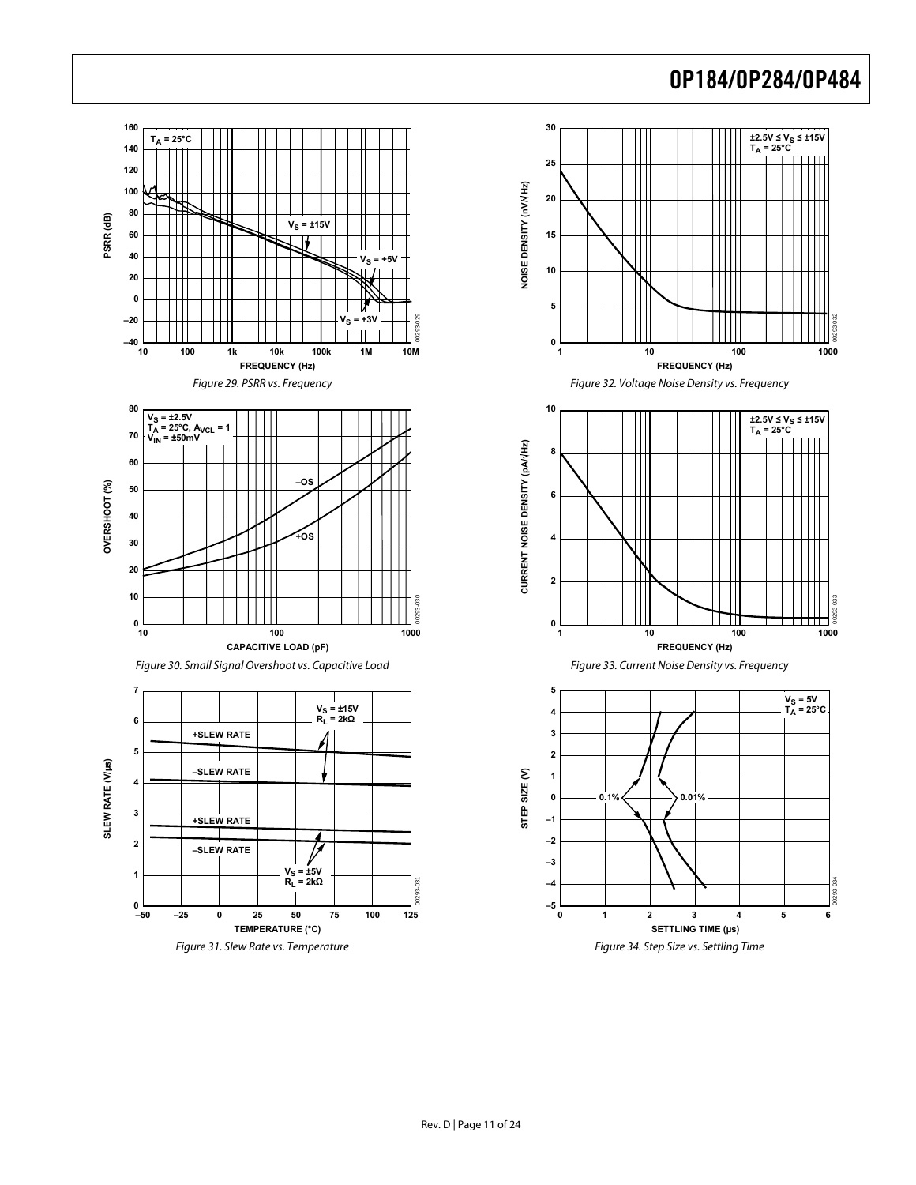Figure 29. PSRR vs. Frequency

Figure 30. Small Signal Overshoot vs. Capacitive Load

Figure 31. Slew Rate vs. Temperature

Figure 32. Voltage Noise Density vs. Frequency

Figure 33. Current Noise Density vs. Frequency

Figure 34. Step Size vs. Settling Time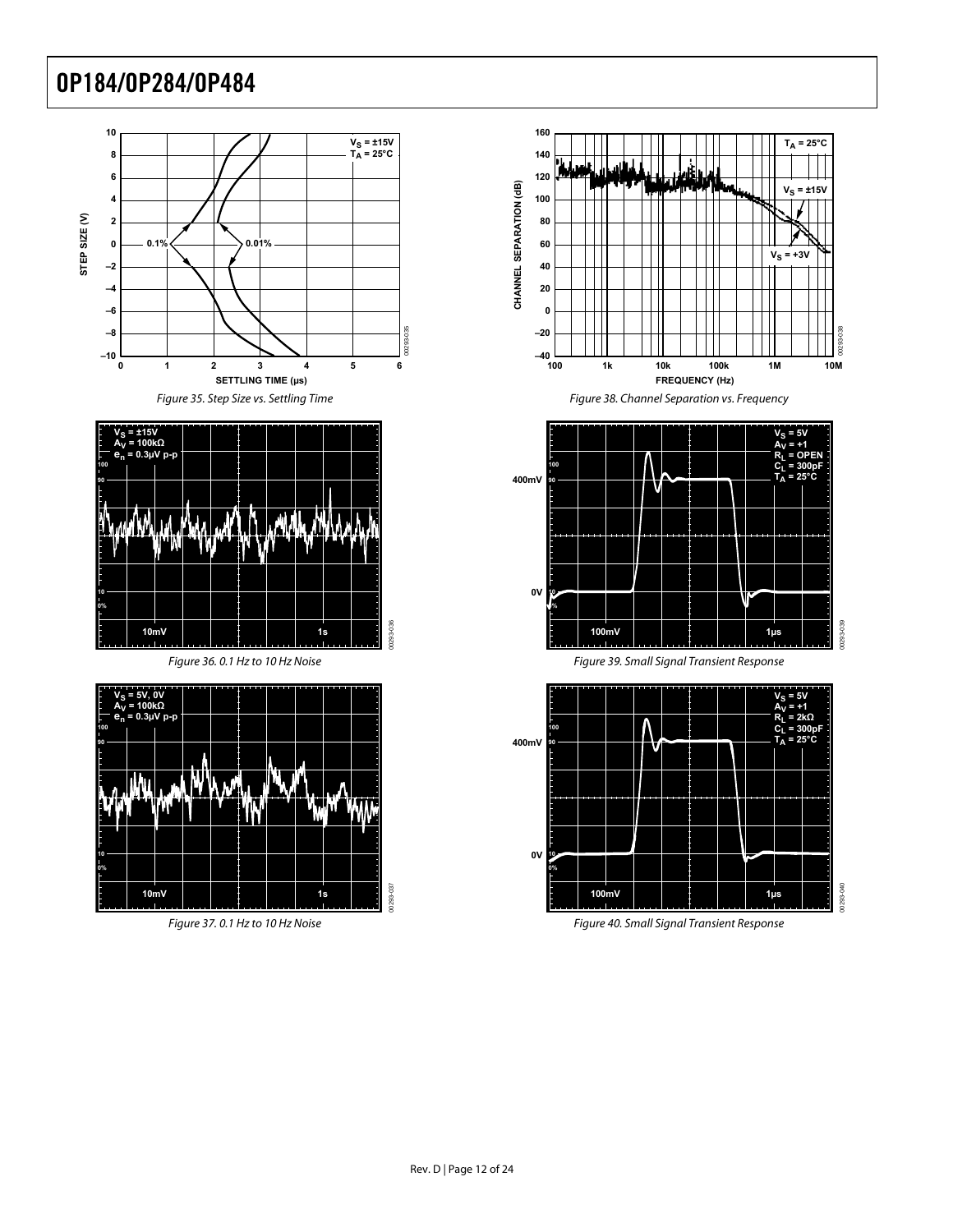Figure 35. Step Size vs. Settling Time

Figure 36. 0.1 Hz to 10 Hz Noise

Figure 37. 0.1 Hz to 10 Hz Noise

Figure 38. Channel Separation vs. Frequency

Figure 39. Small Signal Transient Response

Figure 40. Small Signal Transient Response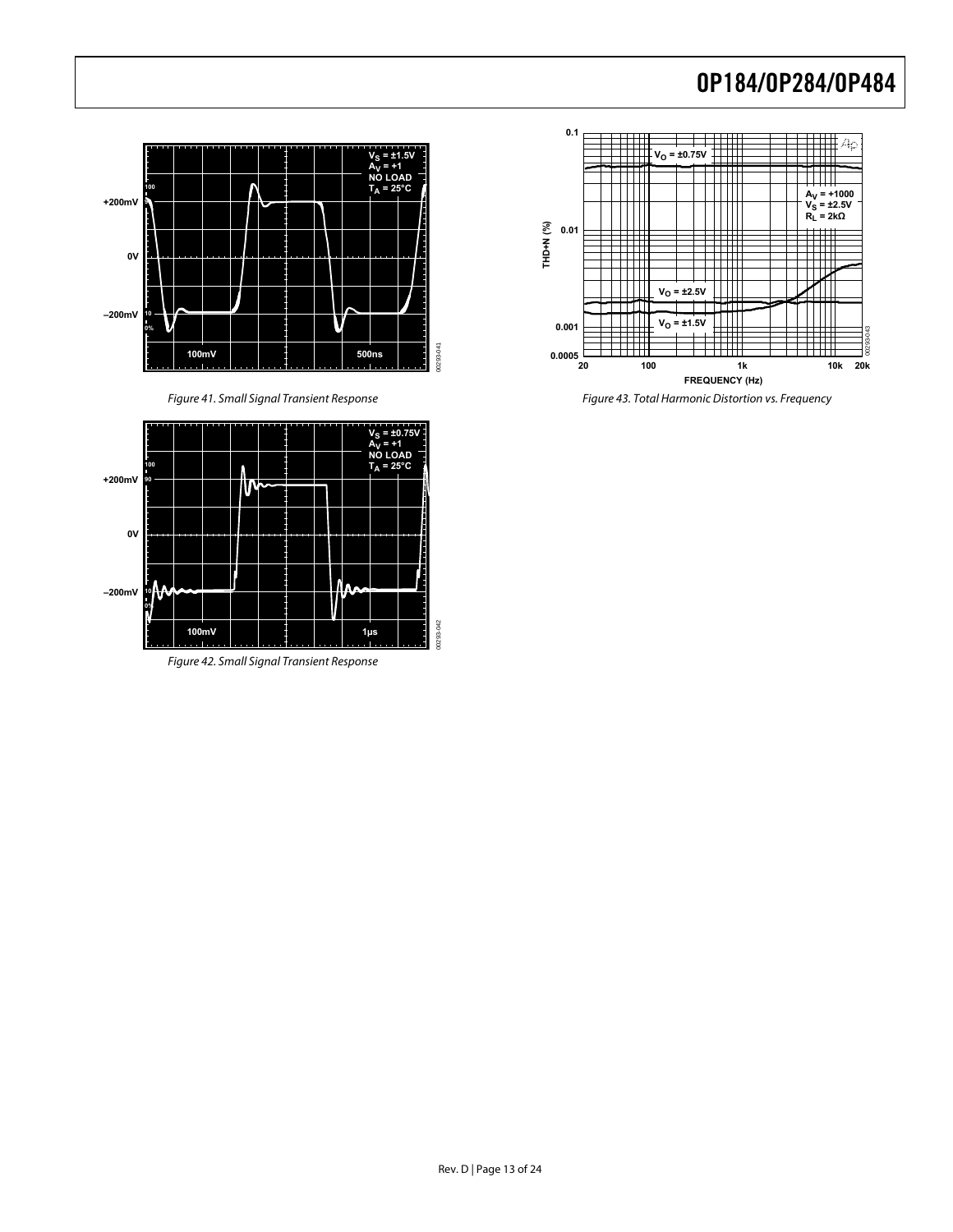Figure 41. Small Signal Transient Response

Figure 42. Small Signal Transient Response

Figure 43. Total Harmonic Distortion vs. Frequency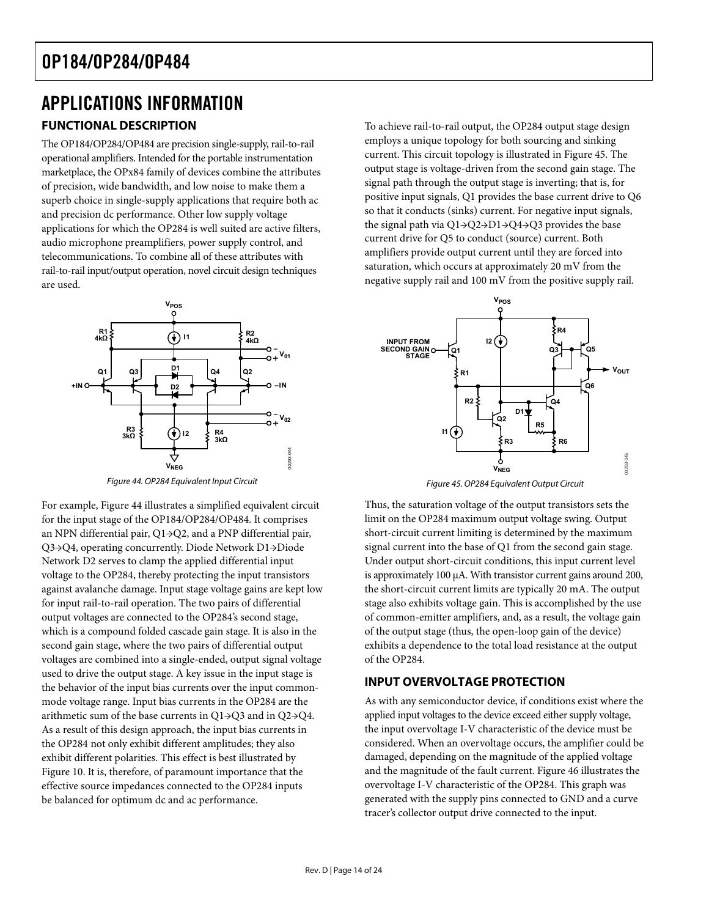# APPLICATIONS INFORMATION

## FUNCTIONAL DESCRIPTION

The OP184/OP284/OP484 are precision single-supply, rail-to-rail operational amplifiers. Intended for the portable instrumentation marketplace, the OPx84 family of devices combine the attributes of precision, wide bandwidth, and low noise to make them a superb choice in single-supply applications that require both ac and precision dc performance. Other low supply voltage applications for which the OP284 is well suited are active filters, audio microphone preamplifiers, power supply control, and telecommunications. To combine all of these attributes with rail-to-rail input/output operation, novel circuit design techniques are used.

*Figure 44. OP284 Equivalent Input Circuit*

For example, Figure 44 illustrates a simplified equivalent circuit for the input stage of the OP184/OP284/OP484. It comprises an NPN differential pair, Q1→Q2, and a PNP differential pair, Q3→Q4, operating concurrently. Diode Network D1→Diode Network D2 serves to clamp the applied differential input voltage to the OP284, thereby protecting the input transistors against avalanche damage. Input stage voltage gains are kept low for input rail-to-rail operation. The two pairs of differential output voltages are connected to the OP284's second stage, which is a compound folded cascade gain stage. It is also in the second gain stage, where the two pairs of differential output voltages are combined into a single-ended, output signal voltage used to drive the output stage. A key issue in the input stage is the behavior of the input bias currents over the input common-mode voltage range. Input bias currents in the OP284 are the arithmetic sum of the base currents in Q1→Q3 and in Q2→Q4. As a result of this design approach, the input bias currents in the OP284 not only exhibit different amplitudes; they also exhibit different polarities. This effect is best illustrated by Figure 10. It is, therefore, of paramount importance that the effective source impedances connected to the OP284 inputs be balanced for optimum dc and ac performance.

To achieve rail-to-rail output, the OP284 output stage design employs a unique topology for both sourcing and sinking current. This circuit topology is illustrated in Figure 45. The output stage is voltage-driven from the second gain stage. The signal path through the output stage is inverting; that is, for positive input signals, Q1 provides the base current drive to Q6 so that it conducts (sinks) current. For negative input signals, the signal path via Q1→Q2→D1→Q4→Q3 provides the base current drive for Q5 to conduct (source) current. Both amplifiers provide output current until they are forced into saturation, which occurs at approximately 20 mV from the negative supply rail and 100 mV from the positive supply rail.

*Figure 45. OP284 Equivalent Output Circuit*

Thus, the saturation voltage of the output transistors sets the limit on the OP284 maximum output voltage swing. Output short-circuit current limiting is determined by the maximum signal current into the base of Q1 from the second gain stage. Under output short-circuit conditions, this input current level is approximately 100 µA. With transistor current gains around 200, the short-circuit current limits are typically 20 mA. The output stage also exhibits voltage gain. This is accomplished by the use of common-emitter amplifiers, and, as a result, the voltage gain of the output stage (thus, the open-loop gain of the device) exhibits a dependence to the total load resistance at the output of the OP284.

## INPUT OVERVOLTAGE PROTECTION

As with any semiconductor device, if conditions exist where the applied input voltages to the device exceed either supply voltage, the input overvoltage I-V characteristic of the device must be considered. When an overvoltage occurs, the amplifier could be damaged, depending on the magnitude of the applied voltage and the magnitude of the fault current. Figure 46 illustrates the overvoltage I-V characteristic of the OP284. This graph was generated with the supply pins connected to GND and a curve tracer's collector output drive connected to the input.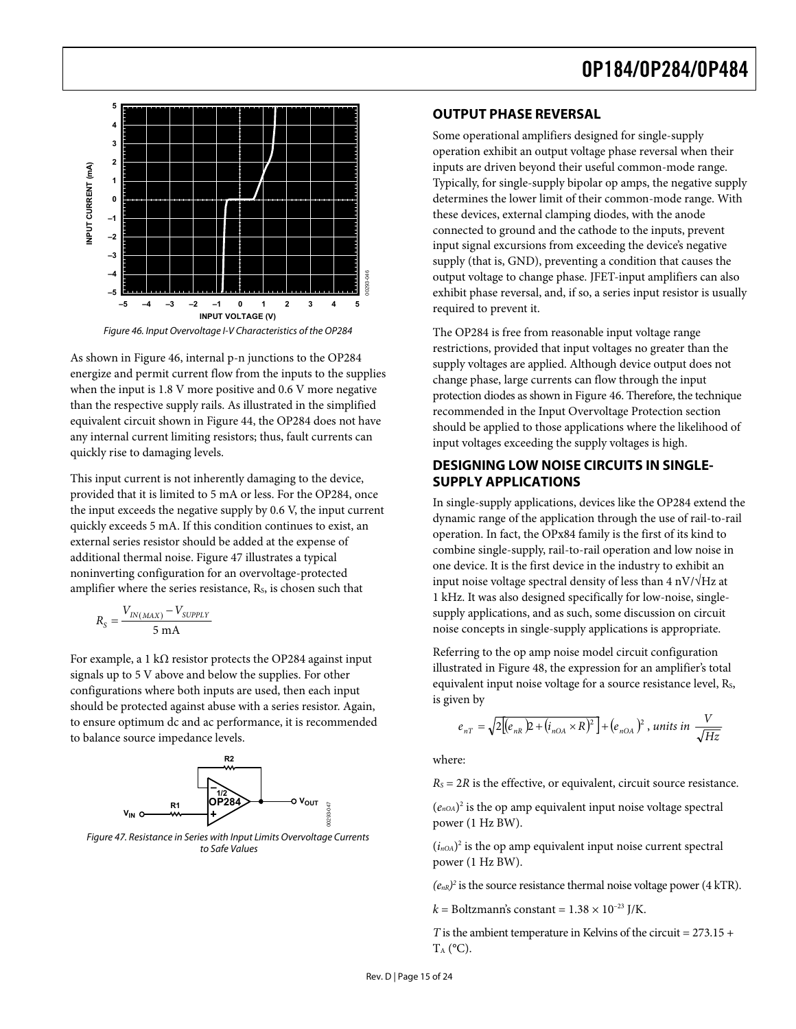Figure 46. Input Overvoltage I-V Characteristics of the OP284

As shown in Figure 46, internal p-n junctions to the OP284 energize and permit current flow from the inputs to the supplies when the input is 1.8 V more positive and 0.6 V more negative than the respective supply rails. As illustrated in the simplified equivalent circuit shown in Figure 44, the OP284 does not have any internal current limiting resistors; thus, fault currents can quickly rise to damaging levels.

This input current is not inherently damaging to the device, provided that it is limited to 5 mA or less. For the OP284, once the input exceeds the negative supply by 0.6 V, the input current quickly exceeds 5 mA. If this condition continues to exist, an external series resistor should be added at the expense of additional thermal noise. Figure 47 illustrates a typical noninverting configuration for an overvoltage-protected amplifier where the series resistance, $R_S$, is chosen such that

$$R_S = \frac{V_{IN(MAX)} - V_{SUPPLY}}{5\text{ mA}}$$

For example, a 1 kΩ resistor protects the OP284 against input signals up to 5 V above and below the supplies. For other configurations where both inputs are used, then each input should be protected against abuse with a series resistor. Again, to ensure optimum dc and ac performance, it is recommended to balance source impedance levels.

Figure 47. Resistance in Series with Input Limits Overvoltage Currents to Safe Values

## OUTPUT PHASE REVERSAL

Some operational amplifiers designed for single-supply operation exhibit an output voltage phase reversal when their inputs are driven beyond their useful common-mode range. Typically, for single-supply bipolar op amps, the negative supply determines the lower limit of their common-mode range. With these devices, external clamping diodes, with the anode connected to ground and the cathode to the inputs, prevent input signal excursions from exceeding the device's negative supply (that is, GND), preventing a condition that causes the output voltage to change phase. JFET-input amplifiers can also exhibit phase reversal, and, if so, a series input resistor is usually required to prevent it.

The OP284 is free from reasonable input voltage range restrictions, provided that input voltages no greater than the supply voltages are applied. Although device output does not change phase, large currents can flow through the input protection diodes as shown in Figure 46. Therefore, the technique recommended in the Input Overvoltage Protection section should be applied to those applications where the likelihood of input voltages exceeding the supply voltages is high.

## DESIGNING LOW NOISE CIRCUITS IN SINGLE-SUPPLY APPLICATIONS

In single-supply applications, devices like the OP284 extend the dynamic range of the application through the use of rail-to-rail operation. In fact, the OPx84 family is the first of its kind to combine single-supply, rail-to-rail operation and low noise in one device. It is the first device in the industry to exhibit an input noise voltage spectral density of less than 4 nV/√Hz at 1 kHz. It was also designed specifically for low-noise, single-supply applications, and as such, some discussion on circuit noise concepts in single-supply applications is appropriate.

Referring to the op amp noise model circuit configuration illustrated in Figure 48, the expression for an amplifier's total equivalent input noise voltage for a source resistance level, $R_S$, is given by

$$e_{nT} = \sqrt{2\left[(e_{nR})2 + (i_{nOA} \times R)^2\right] + (e_{nOA})^2}\text{, units in } \frac{V}{\sqrt{Hz}}$$

where:

$R_S = 2R$ is the effective, or equivalent, circuit source resistance.

$(e_{nOA})^2$ is the op amp equivalent input noise voltage spectral power (1 Hz BW).

$(i_{nOA})^2$ is the op amp equivalent input noise current spectral power (1 Hz BW).

$(e_{nR})^2$ is the source resistance thermal noise voltage power (4 kTR).

$k$ = Boltzmann's constant = $1.38 \times 10^{-23}$ J/K.

$T$ is the ambient temperature in Kelvins of the circuit = 273.15 + $T_A$ (°C).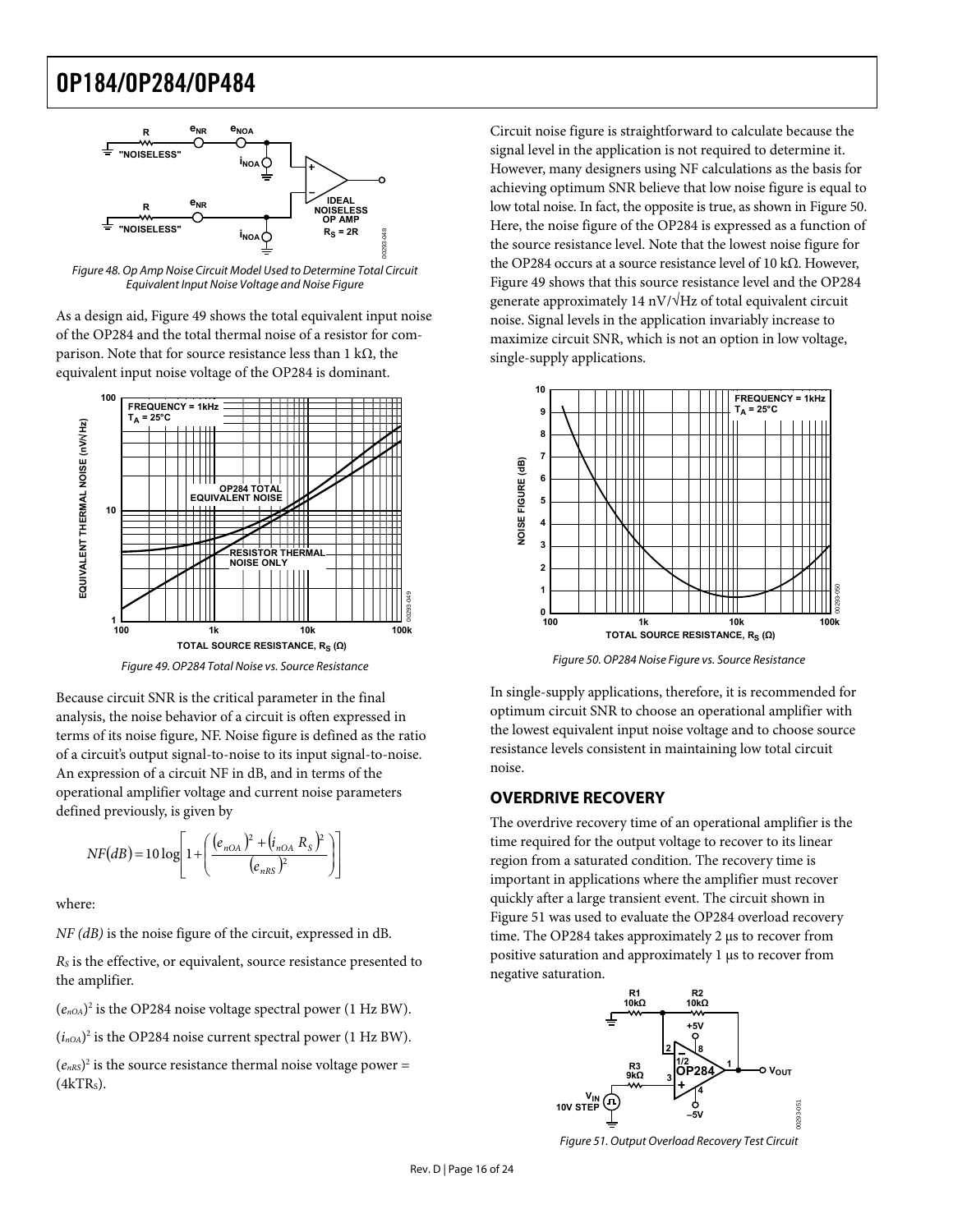Figure 48. Op Amp Noise Circuit Model Used to Determine Total Circuit Equivalent Input Noise Voltage and Noise Figure

As a design aid, Figure 49 shows the total equivalent input noise of the OP284 and the total thermal noise of a resistor for comparison. Note that for source resistance less than 1 kΩ, the equivalent input noise voltage of the OP284 is dominant.

Figure 49. OP284 Total Noise vs. Source Resistance

Because circuit SNR is the critical parameter in the final analysis, the noise behavior of a circuit is often expressed in terms of its noise figure, NF. Noise figure is defined as the ratio of a circuit's output signal-to-noise to its input signal-to-noise. An expression of a circuit NF in dB, and in terms of the operational amplifier voltage and current noise parameters defined previously, is given by

$$NF(dB) = 10\log\left[1 + \left(\frac{(e_{nOA})^2 + (i_{nOA}\ R_S)^2}{(e_{nRS})^2}\right)\right]$$

where:

*NF (dB)* is the noise figure of the circuit, expressed in dB.

$R_S$ is the effective, or equivalent, source resistance presented to the amplifier.

$(e_{nOA})^2$ is the OP284 noise voltage spectral power (1 Hz BW).

$(i_{nOA})^2$ is the OP284 noise current spectral power (1 Hz BW).

$(e_{nRS})^2$ is the source resistance thermal noise voltage power = $(4kTR_S)$.

Circuit noise figure is straightforward to calculate because the signal level in the application is not required to determine it. However, many designers using NF calculations as the basis for achieving optimum SNR believe that low noise figure is equal to low total noise. In fact, the opposite is true, as shown in Figure 50. Here, the noise figure of the OP284 is expressed as a function of the source resistance level. Note that the lowest noise figure for the OP284 occurs at a source resistance level of 10 kΩ. However, Figure 49 shows that this source resistance level and the OP284 generate approximately 14 nV/√Hz of total equivalent circuit noise. Signal levels in the application invariably increase to maximize circuit SNR, which is not an option in low voltage, single-supply applications.

Figure 50. OP284 Noise Figure vs. Source Resistance

In single-supply applications, therefore, it is recommended for optimum circuit SNR to choose an operational amplifier with the lowest equivalent input noise voltage and to choose source resistance levels consistent in maintaining low total circuit noise.

## OVERDRIVE RECOVERY

The overdrive recovery time of an operational amplifier is the time required for the output voltage to recover to its linear region from a saturated condition. The recovery time is important in applications where the amplifier must recover quickly after a large transient event. The circuit shown in Figure 51 was used to evaluate the OP284 overload recovery time. The OP284 takes approximately 2 µs to recover from positive saturation and approximately 1 µs to recover from negative saturation.

Figure 51. Output Overload Recovery Test Circuit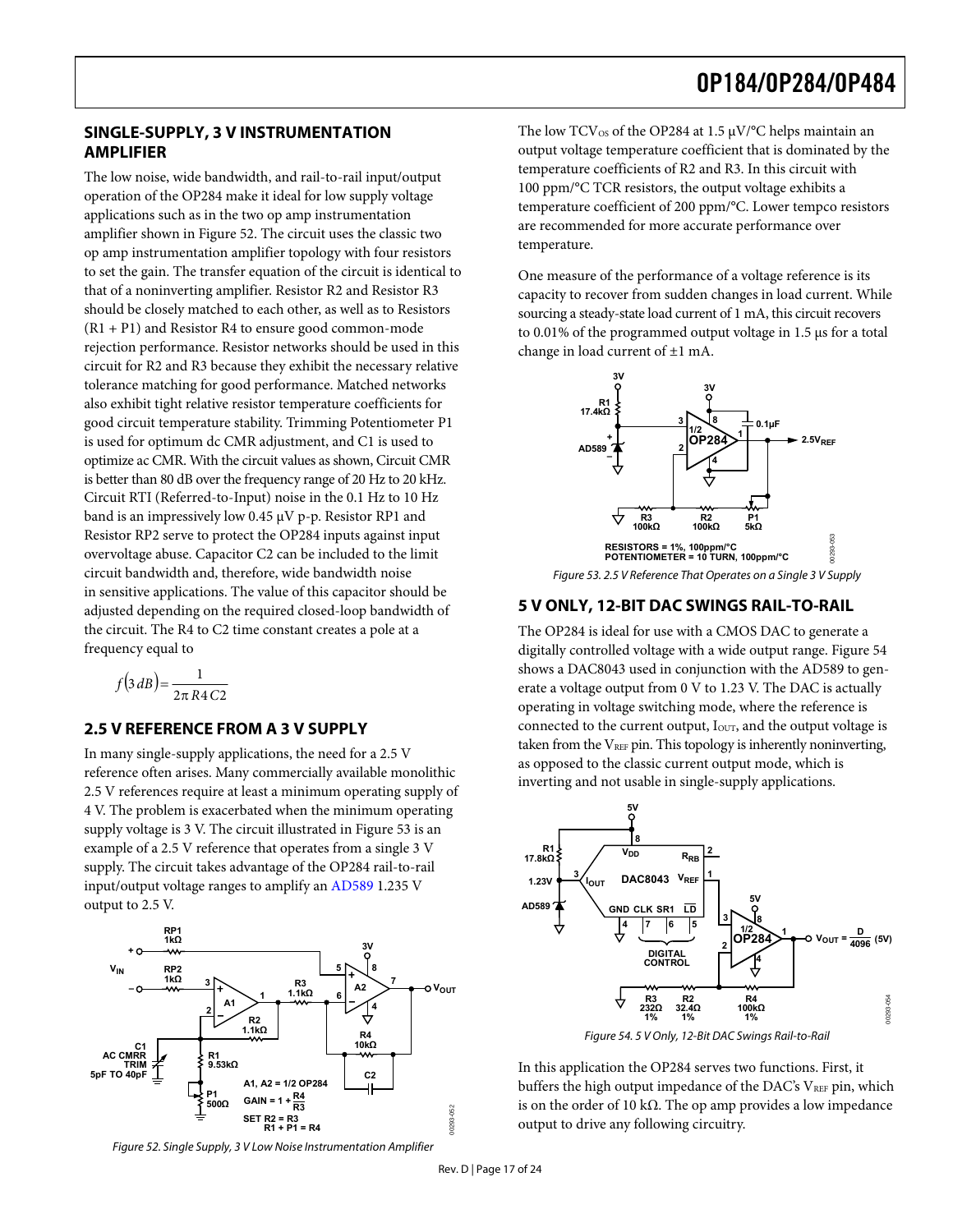## SINGLE-SUPPLY, 3 V INSTRUMENTATION AMPLIFIER

The low noise, wide bandwidth, and rail-to-rail input/output operation of the OP284 make it ideal for low supply voltage applications such as in the two op amp instrumentation amplifier shown in Figure 52. The circuit uses the classic two op amp instrumentation amplifier topology with four resistors to set the gain. The transfer equation of the circuit is identical to that of a noninverting amplifier. Resistor R2 and Resistor R3 should be closely matched to each other, as well as to Resistors (R1 + P1) and Resistor R4 to ensure good common-mode rejection performance. Resistor networks should be used in this circuit for R2 and R3 because they exhibit the necessary relative tolerance matching for good performance. Matched networks also exhibit tight relative resistor temperature coefficients for good circuit temperature stability. Trimming Potentiometer P1 is used for optimum dc CMR adjustment, and C1 is used to optimize ac CMR. With the circuit values as shown, Circuit CMR is better than 80 dB over the frequency range of 20 Hz to 20 kHz. Circuit RTI (Referred-to-Input) noise in the 0.1 Hz to 10 Hz band is an impressively low 0.45 μV p-p. Resistor RP1 and Resistor RP2 serve to protect the OP284 inputs against input overvoltage abuse. Capacitor C2 can be included to the limit circuit bandwidth and, therefore, wide bandwidth noise in sensitive applications. The value of this capacitor should be adjusted depending on the required closed-loop bandwidth of the circuit. The R4 to C2 time constant creates a pole at a frequency equal to

$$f(3\,dB) = \frac{1}{2\pi R4\,C2}$$

## 2.5 V REFERENCE FROM A 3 V SUPPLY

In many single-supply applications, the need for a 2.5 V reference often arises. Many commercially available monolithic 2.5 V references require at least a minimum operating supply of 4 V. The problem is exacerbated when the minimum operating supply voltage is 3 V. The circuit illustrated in Figure 53 is an example of a 2.5 V reference that operates from a single 3 V supply. The circuit takes advantage of the OP284 rail-to-rail input/output voltage ranges to amplify an AD589 1.235 V output to 2.5 V.

Figure 52. Single Supply, 3 V Low Noise Instrumentation Amplifier

The low $TCV_{OS}$ of the OP284 at 1.5 μV/°C helps maintain an output voltage temperature coefficient that is dominated by the temperature coefficients of R2 and R3. In this circuit with 100 ppm/°C TCR resistors, the output voltage exhibits a temperature coefficient of 200 ppm/°C. Lower tempco resistors are recommended for more accurate performance over temperature.

One measure of the performance of a voltage reference is its capacity to recover from sudden changes in load current. While sourcing a steady-state load current of 1 mA, this circuit recovers to 0.01% of the programmed output voltage in 1.5 μs for a total change in load current of ±1 mA.

Figure 53. 2.5 V Reference That Operates on a Single 3 V Supply

## 5 V ONLY, 12-BIT DAC SWINGS RAIL-TO-RAIL

The OP284 is ideal for use with a CMOS DAC to generate a digitally controlled voltage with a wide output range. Figure 54 shows a DAC8043 used in conjunction with the AD589 to generate a voltage output from 0 V to 1.23 V. The DAC is actually operating in voltage switching mode, where the reference is connected to the current output, $I_{OUT}$, and the output voltage is taken from the $V_{REF}$ pin. This topology is inherently noninverting, as opposed to the classic current output mode, which is inverting and not usable in single-supply applications.

Figure 54. 5 V Only, 12-Bit DAC Swings Rail-to-Rail

In this application the OP284 serves two functions. First, it buffers the high output impedance of the DAC's $V_{REF}$ pin, which is on the order of 10 kΩ. The op amp provides a low impedance output to drive any following circuitry.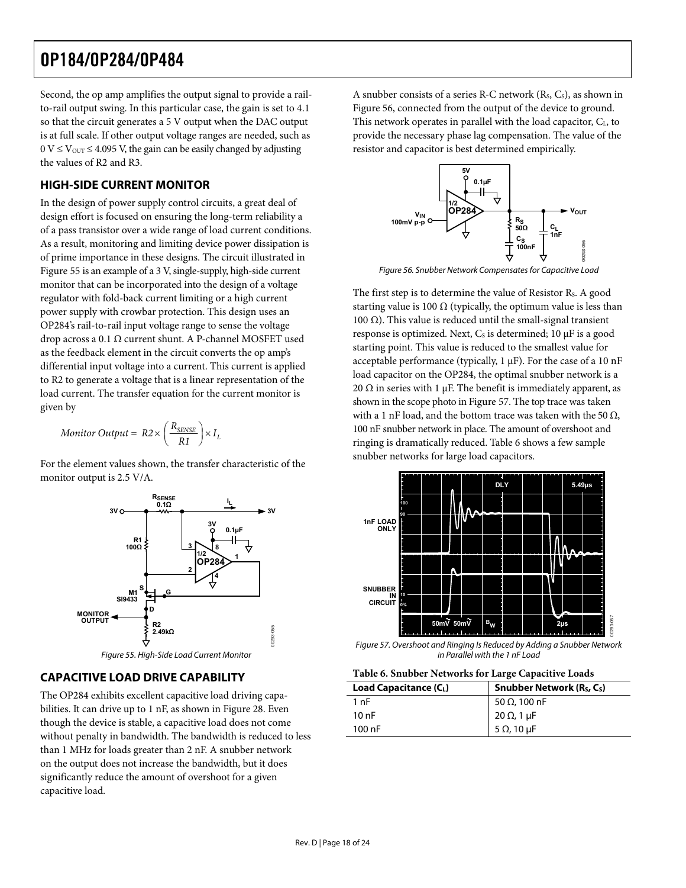Second, the op amp amplifies the output signal to provide a rail-to-rail output swing. In this particular case, the gain is set to 4.1 so that the circuit generates a 5 V output when the DAC output is at full scale. If other output voltage ranges are needed, such as $0\text{ V} \leq V_{OUT} \leq 4.095\text{ V}$, the gain can be easily changed by adjusting the values of R2 and R3.

## HIGH-SIDE CURRENT MONITOR

In the design of power supply control circuits, a great deal of design effort is focused on ensuring the long-term reliability a of a pass transistor over a wide range of load current conditions. As a result, monitoring and limiting device power dissipation is of prime importance in these designs. The circuit illustrated in Figure 55 is an example of a 3 V, single-supply, high-side current monitor that can be incorporated into the design of a voltage regulator with fold-back current limiting or a high current power supply with crowbar protection. This design uses an OP284's rail-to-rail input voltage range to sense the voltage drop across a 0.1 Ω current shunt. A P-channel MOSFET used as the feedback element in the circuit converts the op amp's differential input voltage into a current. This current is applied to R2 to generate a voltage that is a linear representation of the load current. The transfer equation for the current monitor is given by

$$Monitor\ Output = R2 \times \left(\frac{R_{SENSE}}{R1}\right) \times I_L$$

For the element values shown, the transfer characteristic of the monitor output is 2.5 V/A.

Figure 55. High-Side Load Current Monitor

## CAPACITIVE LOAD DRIVE CAPABILITY

The OP284 exhibits excellent capacitive load driving capabilities. It can drive up to 1 nF, as shown in Figure 28. Even though the device is stable, a capacitive load does not come without penalty in bandwidth. The bandwidth is reduced to less than 1 MHz for loads greater than 2 nF. A snubber network on the output does not increase the bandwidth, but it does significantly reduce the amount of overshoot for a given capacitive load.

A snubber consists of a series R-C network ($R_S$, $C_S$), as shown in Figure 56, connected from the output of the device to ground. This network operates in parallel with the load capacitor, $C_L$, to provide the necessary phase lag compensation. The value of the resistor and capacitor is best determined empirically.

Figure 56. Snubber Network Compensates for Capacitive Load

The first step is to determine the value of Resistor $R_S$. A good starting value is 100 Ω (typically, the optimum value is less than 100 Ω). This value is reduced until the small-signal transient response is optimized. Next, $C_S$ is determined; 10 μF is a good starting point. This value is reduced to the smallest value for acceptable performance (typically, 1 μF). For the case of a 10 nF load capacitor on the OP284, the optimal snubber network is a 20 Ω in series with 1 μF. The benefit is immediately apparent, as shown in the scope photo in Figure 57. The top trace was taken with a 1 nF load, and the bottom trace was taken with the 50 Ω, 100 nF snubber network in place. The amount of overshoot and ringing is dramatically reduced. Table 6 shows a few sample snubber networks for large load capacitors.

Figure 57. Overshoot and Ringing Is Reduced by Adding a Snubber Network in Parallel with the 1 nF Load

**Table 6. Snubber Networks for Large Capacitive Loads**

| Load Capacitance ($C_L$) | Snubber Network ($R_S$, $C_S$) |
|---|---|
| 1 nF | 50 Ω, 100 nF |
| 10 nF | 20 Ω, 1 μF |
| 100 nF | 5 Ω, 10 μF |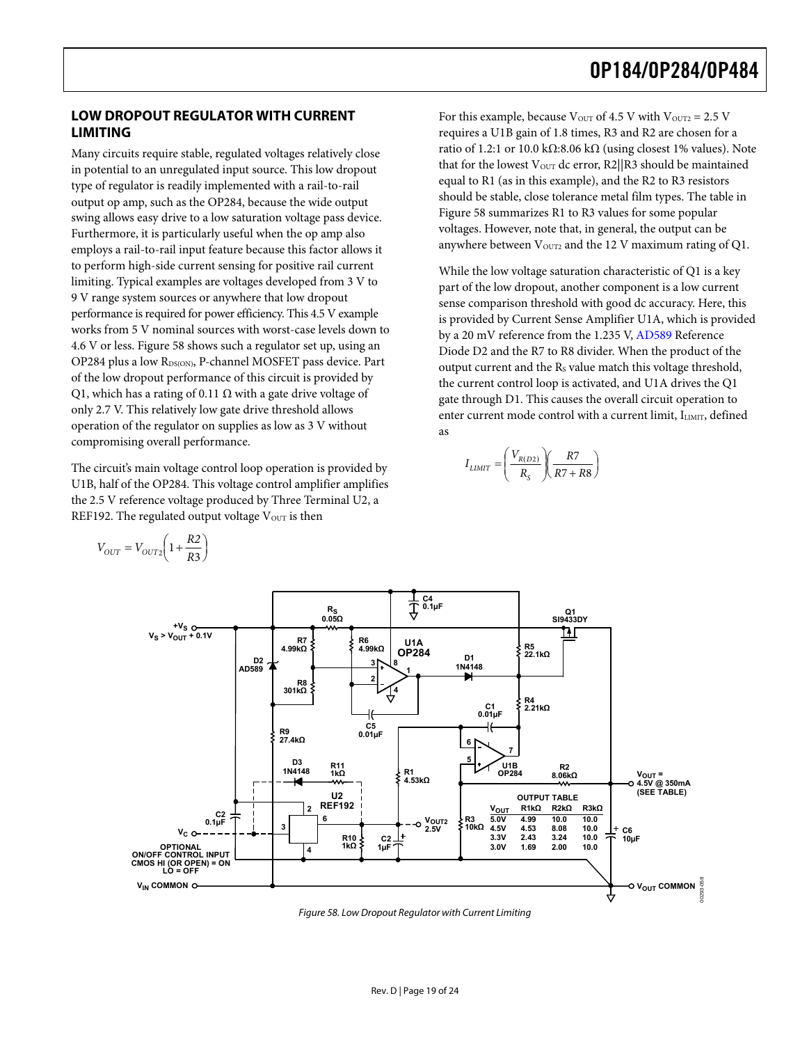## LOW DROPOUT REGULATOR WITH CURRENT LIMITING

Many circuits require stable, regulated voltages relatively close in potential to an unregulated input source. This low dropout type of regulator is readily implemented with a rail-to-rail output op amp, such as the OP284, because the wide output swing allows easy drive to a low saturation voltage pass device. Furthermore, it is particularly useful when the op amp also employs a rail-to-rail input feature because this factor allows it to perform high-side current sensing for positive rail current limiting. Typical examples are voltages developed from 3 V to 9 V range system sources or anywhere that low dropout performance is required for power efficiency. This 4.5 V example works from 5 V nominal sources with worst-case levels down to 4.6 V or less. Figure 58 shows such a regulator set up, using an OP284 plus a low $R_{DS(ON)}$, P-channel MOSFET pass device. Part of the low dropout performance of this circuit is provided by Q1, which has a rating of 0.11 Ω with a gate drive voltage of only 2.7 V. This relatively low gate drive threshold allows operation of the regulator on supplies as low as 3 V without compromising overall performance.

The circuit's main voltage control loop operation is provided by U1B, half of the OP284. This voltage control amplifier amplifies the 2.5 V reference voltage produced by Three Terminal U2, a REF192. The regulated output voltage $V_{OUT}$ is then

$$V_{OUT} = V_{OUT2}\left(1 + \frac{R2}{R3}\right)$$

For this example, because $V_{OUT}$ of 4.5 V with $V_{OUT2}$ = 2.5 V requires a U1B gain of 1.8 times, R3 and R2 are chosen for a ratio of 1.2:1 or 10.0 kΩ:8.06 kΩ (using closest 1% values). Note that for the lowest $V_{OUT}$ dc error, R2||R3 should be maintained equal to R1 (as in this example), and the R2 to R3 resistors should be stable, close tolerance metal film types. The table in Figure 58 summarizes R1 to R3 values for some popular voltages. However, note that, in general, the output can be anywhere between $V_{OUT2}$ and the 12 V maximum rating of Q1.

While the low voltage saturation characteristic of Q1 is a key part of the low dropout, another component is a low current sense comparison threshold with good dc accuracy. Here, this is provided by Current Sense Amplifier U1A, which is provided by a 20 mV reference from the 1.235 V, AD589 Reference Diode D2 and the R7 to R8 divider. When the product of the output current and the $R_S$ value match this voltage threshold, the current control loop is activated, and U1A drives the Q1 gate through D1. This causes the overall circuit operation to enter current mode control with a current limit, $I_{LIMIT}$, defined as

$$I_{LIMIT} = \left(\frac{V_{R(D2)}}{R_S}\right)\left(\frac{R7}{R7 + R8}\right)$$

OUTPUT TABLE

| $V_{OUT}$ | R1kΩ | R2kΩ | R3kΩ |
|---|---|---|---|
| 5.0V | 4.99 | 10.0 | 10.0 |
| 4.5V | 4.53 | 8.08 | 10.0 |
| 3.3V | 2.43 | 3.24 | 10.0 |
| 3.0V | 1.69 | 2.00 | 10.0 |

Figure 58. Low Dropout Regulator with Current Limiting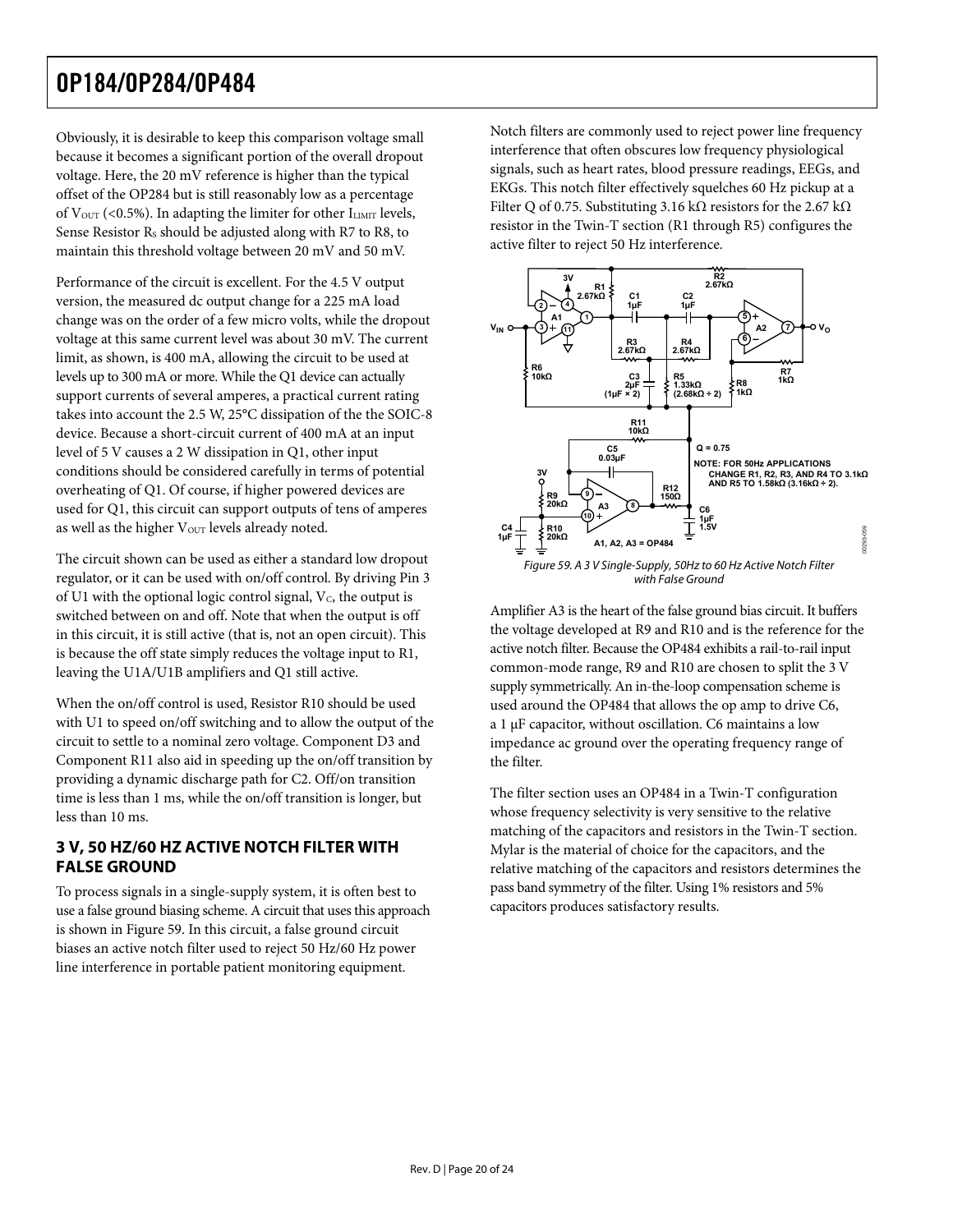Obviously, it is desirable to keep this comparison voltage small because it becomes a significant portion of the overall dropout voltage. Here, the 20 mV reference is higher than the typical offset of the OP284 but is still reasonably low as a percentage of $V_{OUT}$ (<0.5%). In adapting the limiter for other $I_{LIMIT}$ levels, Sense Resistor $R_S$ should be adjusted along with R7 to R8, to maintain this threshold voltage between 20 mV and 50 mV.

Performance of the circuit is excellent. For the 4.5 V output version, the measured dc output change for a 225 mA load change was on the order of a few micro volts, while the dropout voltage at this same current level was about 30 mV. The current limit, as shown, is 400 mA, allowing the circuit to be used at levels up to 300 mA or more. While the Q1 device can actually support currents of several amperes, a practical current rating takes into account the 2.5 W, 25°C dissipation of the the SOIC-8 device. Because a short-circuit current of 400 mA at an input level of 5 V causes a 2 W dissipation in Q1, other input conditions should be considered carefully in terms of potential overheating of Q1. Of course, if higher powered devices are used for Q1, this circuit can support outputs of tens of amperes as well as the higher $V_{OUT}$ levels already noted.

The circuit shown can be used as either a standard low dropout regulator, or it can be used with on/off control. By driving Pin 3 of U1 with the optional logic control signal, $V_C$, the output is switched between on and off. Note that when the output is off in this circuit, it is still active (that is, not an open circuit). This is because the off state simply reduces the voltage input to R1, leaving the U1A/U1B amplifiers and Q1 still active.

When the on/off control is used, Resistor R10 should be used with U1 to speed on/off switching and to allow the output of the circuit to settle to a nominal zero voltage. Component D3 and Component R11 also aid in speeding up the on/off transition by providing a dynamic discharge path for C2. Off/on transition time is less than 1 ms, while the on/off transition is longer, but less than 10 ms.

## 3 V, 50 HZ/60 HZ ACTIVE NOTCH FILTER WITH FALSE GROUND

To process signals in a single-supply system, it is often best to use a false ground biasing scheme. A circuit that uses this approach is shown in Figure 59. In this circuit, a false ground circuit biases an active notch filter used to reject 50 Hz/60 Hz power line interference in portable patient monitoring equipment.

Notch filters are commonly used to reject power line frequency interference that often obscures low frequency physiological signals, such as heart rates, blood pressure readings, EEGs, and EKGs. This notch filter effectively squelches 60 Hz pickup at a Filter Q of 0.75. Substituting 3.16 kΩ resistors for the 2.67 kΩ resistor in the Twin-T section (R1 through R5) configures the active filter to reject 50 Hz interference.

*Figure 59. A 3 V Single-Supply, 50Hz to 60 Hz Active Notch Filter with False Ground*

Amplifier A3 is the heart of the false ground bias circuit. It buffers the voltage developed at R9 and R10 and is the reference for the active notch filter. Because the OP484 exhibits a rail-to-rail input common-mode range, R9 and R10 are chosen to split the 3 V supply symmetrically. An in-the-loop compensation scheme is used around the OP484 that allows the op amp to drive C6, a 1 µF capacitor, without oscillation. C6 maintains a low impedance ac ground over the operating frequency range of the filter.

The filter section uses an OP484 in a Twin-T configuration whose frequency selectivity is very sensitive to the relative matching of the capacitors and resistors in the Twin-T section. Mylar is the material of choice for the capacitors, and the relative matching of the capacitors and resistors determines the pass band symmetry of the filter. Using 1% resistors and 5% capacitors produces satisfactory results.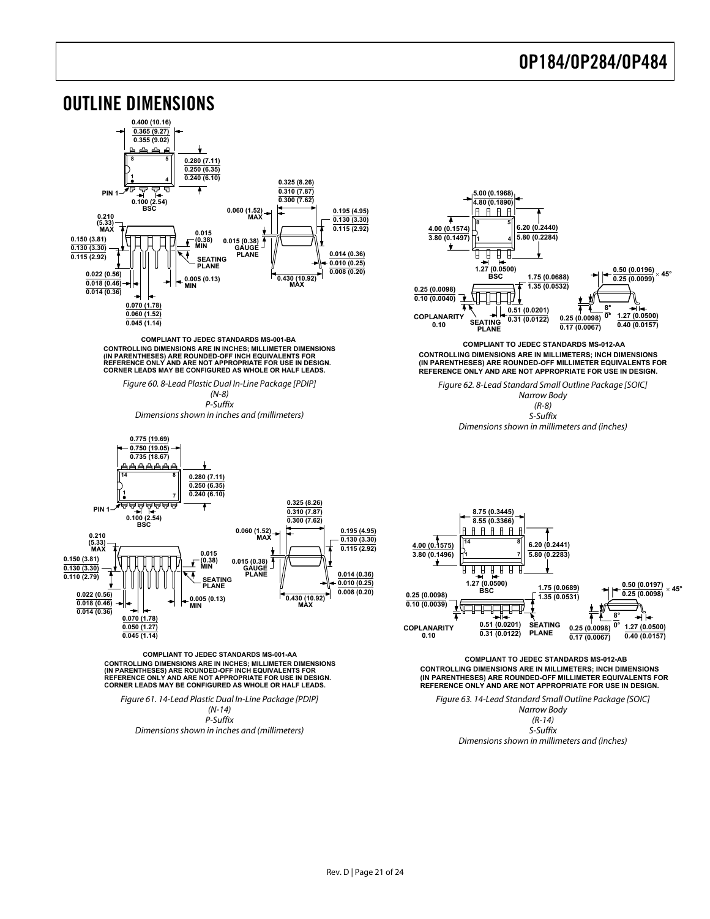# OUTLINE DIMENSIONS

COMPLIANT TO JEDEC STANDARDS MS-001-BA
CONTROLLING DIMENSIONS ARE IN INCHES; MILLIMETER DIMENSIONS (IN PARENTHESES) ARE ROUNDED-OFF INCH EQUIVALENTS FOR REFERENCE ONLY AND ARE NOT APPROPRIATE FOR USE IN DESIGN.
CORNER LEADS MAY BE CONFIGURED AS WHOLE OR HALF LEADS.

*Figure 60. 8-Lead Plastic Dual In-Line Package [PDIP]*
*(N-8)*
*P-Suffix*
*Dimensions shown in inches and (millimeters)*

COMPLIANT TO JEDEC STANDARDS MS-012-AA
CONTROLLING DIMENSIONS ARE IN MILLIMETERS; INCH DIMENSIONS (IN PARENTHESES) ARE ROUNDED-OFF MILLIMETER EQUIVALENTS FOR REFERENCE ONLY AND ARE NOT APPROPRIATE FOR USE IN DESIGN.

*Figure 62. 8-Lead Standard Small Outline Package [SOIC]*
*Narrow Body*
*(R-8)*
*S-Suffix*
*Dimensions shown in millimeters and (inches)*

COMPLIANT TO JEDEC STANDARDS MS-001-AA
CONTROLLING DIMENSIONS ARE IN INCHES; MILLIMETER DIMENSIONS (IN PARENTHESES) ARE ROUNDED-OFF INCH EQUIVALENTS FOR REFERENCE ONLY AND ARE NOT APPROPRIATE FOR USE IN DESIGN.
CORNER LEADS MAY BE CONFIGURED AS WHOLE OR HALF LEADS.

*Figure 61. 14-Lead Plastic Dual In-Line Package [PDIP]*
*(N-14)*
*P-Suffix*
*Dimensions shown in inches and (millimeters)*

COMPLIANT TO JEDEC STANDARDS MS-012-AB
CONTROLLING DIMENSIONS ARE IN MILLIMETERS; INCH DIMENSIONS (IN PARENTHESES) ARE ROUNDED-OFF MILLIMETER EQUIVALENTS FOR REFERENCE ONLY AND ARE NOT APPROPRIATE FOR USE IN DESIGN.

*Figure 63. 14-Lead Standard Small Outline Package [SOIC]*
*Narrow Body*
*(R-14)*
*S-Suffix*
*Dimensions shown in millimeters and (inches)*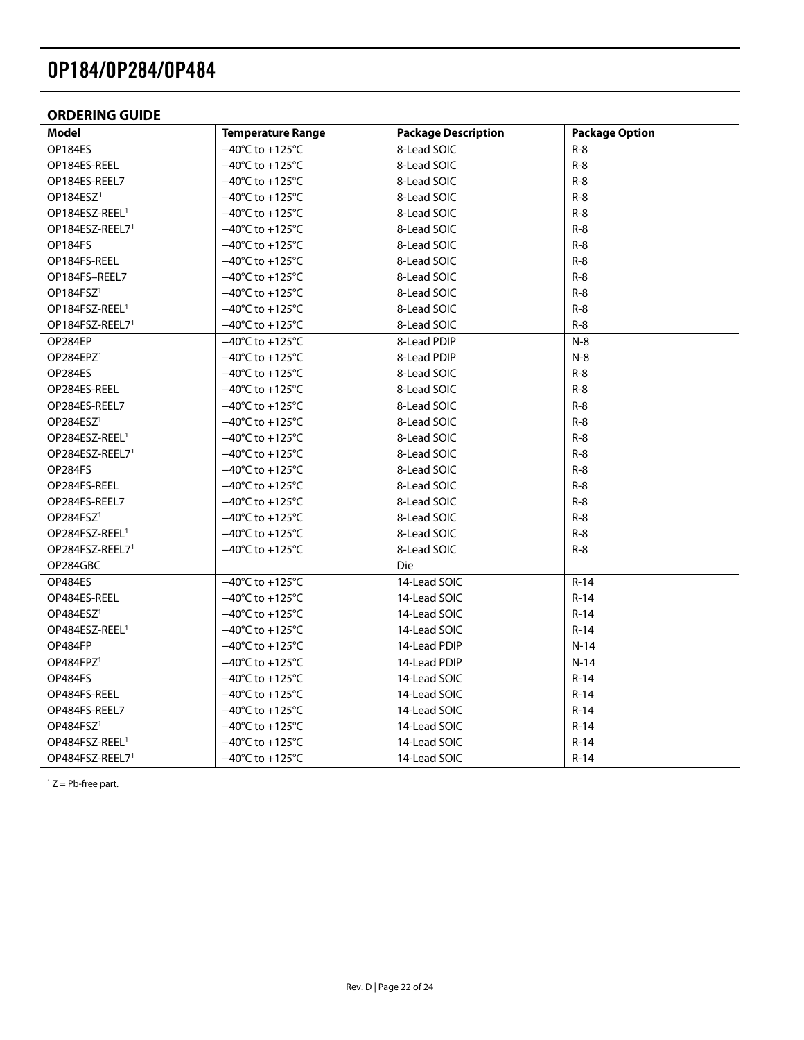## ORDERING GUIDE

| Model | Temperature Range | Package Description | Package Option |
|---|---|---|---|
| OP184ES | −40°C to +125°C | 8-Lead SOIC | R-8 |
| OP184ES-REEL | −40°C to +125°C | 8-Lead SOIC | R-8 |
| OP184ES-REEL7 | −40°C to +125°C | 8-Lead SOIC | R-8 |
| OP184ESZ[1] | −40°C to +125°C | 8-Lead SOIC | R-8 |
| OP184ESZ-REEL[1] | −40°C to +125°C | 8-Lead SOIC | R-8 |
| OP184ESZ-REEL7[1] | −40°C to +125°C | 8-Lead SOIC | R-8 |
| OP184FS | −40°C to +125°C | 8-Lead SOIC | R-8 |
| OP184FS-REEL | −40°C to +125°C | 8-Lead SOIC | R-8 |
| OP184FS–REEL7 | −40°C to +125°C | 8-Lead SOIC | R-8 |
| OP184FSZ[1] | −40°C to +125°C | 8-Lead SOIC | R-8 |
| OP184FSZ-REEL[1] | −40°C to +125°C | 8-Lead SOIC | R-8 |
| OP184FSZ-REEL7[1] | −40°C to +125°C | 8-Lead SOIC | R-8 |
| OP284EP | −40°C to +125°C | 8-Lead PDIP | N-8 |
| OP284EPZ[1] | −40°C to +125°C | 8-Lead PDIP | N-8 |
| OP284ES | −40°C to +125°C | 8-Lead SOIC | R-8 |
| OP284ES-REEL | −40°C to +125°C | 8-Lead SOIC | R-8 |
| OP284ES-REEL7 | −40°C to +125°C | 8-Lead SOIC | R-8 |
| OP284ESZ[1] | −40°C to +125°C | 8-Lead SOIC | R-8 |
| OP284ESZ-REEL[1] | −40°C to +125°C | 8-Lead SOIC | R-8 |
| OP284ESZ-REEL7[1] | −40°C to +125°C | 8-Lead SOIC | R-8 |
| OP284FS | −40°C to +125°C | 8-Lead SOIC | R-8 |
| OP284FS-REEL | −40°C to +125°C | 8-Lead SOIC | R-8 |
| OP284FS-REEL7 | −40°C to +125°C | 8-Lead SOIC | R-8 |
| OP284FSZ[1] | −40°C to +125°C | 8-Lead SOIC | R-8 |
| OP284FSZ-REEL[1] | −40°C to +125°C | 8-Lead SOIC | R-8 |
| OP284FSZ-REEL7[1] | −40°C to +125°C | 8-Lead SOIC | R-8 |
| OP284GBC | | Die | |
| OP484ES | −40°C to +125°C | 14-Lead SOIC | R-14 |
| OP484ES-REEL | −40°C to +125°C | 14-Lead SOIC | R-14 |
| OP484ESZ[1] | −40°C to +125°C | 14-Lead SOIC | R-14 |
| OP484ESZ-REEL[1] | −40°C to +125°C | 14-Lead SOIC | R-14 |
| OP484FP | −40°C to +125°C | 14-Lead PDIP | N-14 |
| OP484FPZ[1] | −40°C to +125°C | 14-Lead PDIP | N-14 |
| OP484FS | −40°C to +125°C | 14-Lead SOIC | R-14 |
| OP484FS-REEL | −40°C to +125°C | 14-Lead SOIC | R-14 |
| OP484FS-REEL7 | −40°C to +125°C | 14-Lead SOIC | R-14 |
| OP484FSZ[1] | −40°C to +125°C | 14-Lead SOIC | R-14 |
| OP484FSZ-REEL[1] | −40°C to +125°C | 14-Lead SOIC | R-14 |
| OP484FSZ-REEL7[1] | −40°C to +125°C | 14-Lead SOIC | R-14 |

[1] Z = Pb-free part.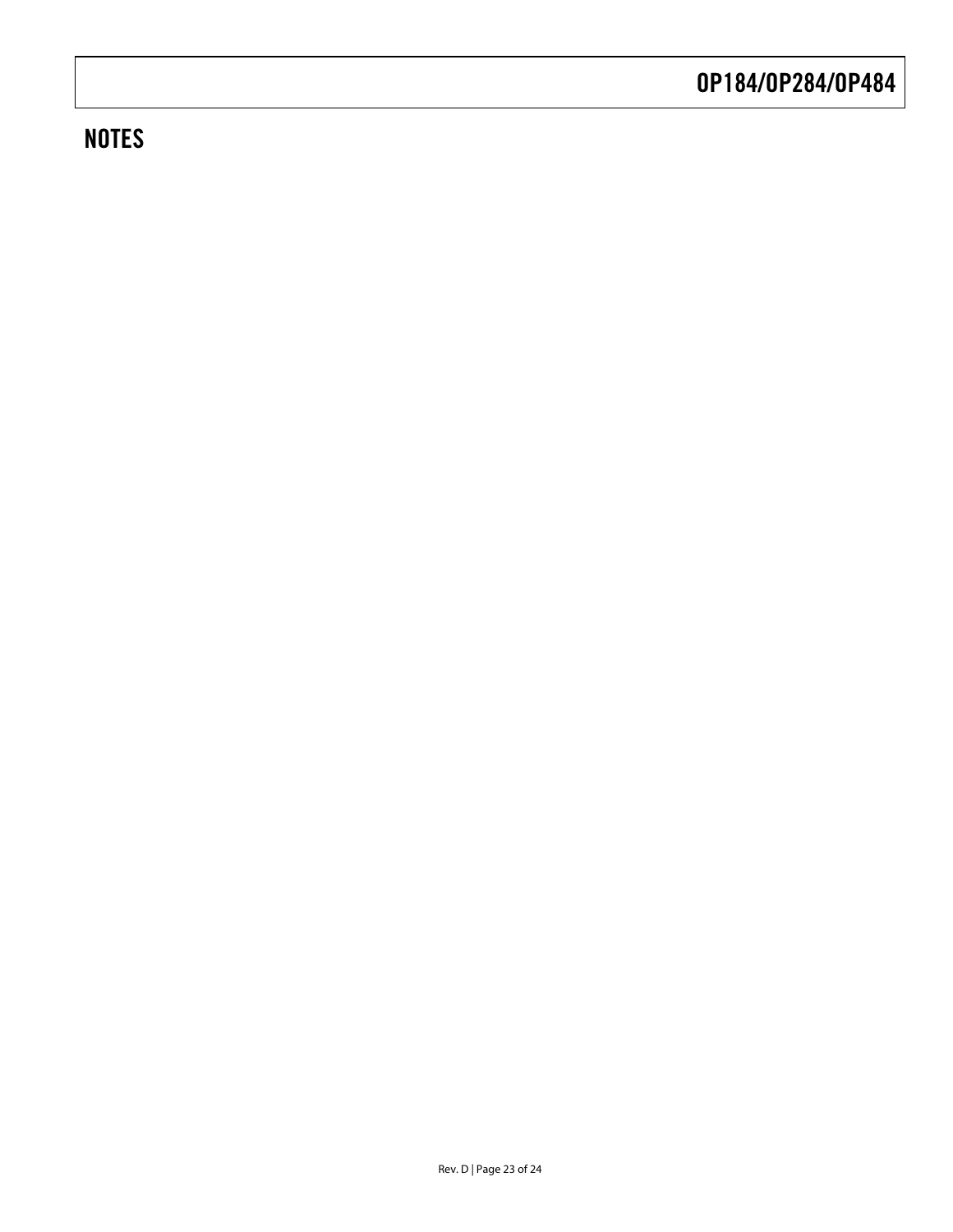## NOTES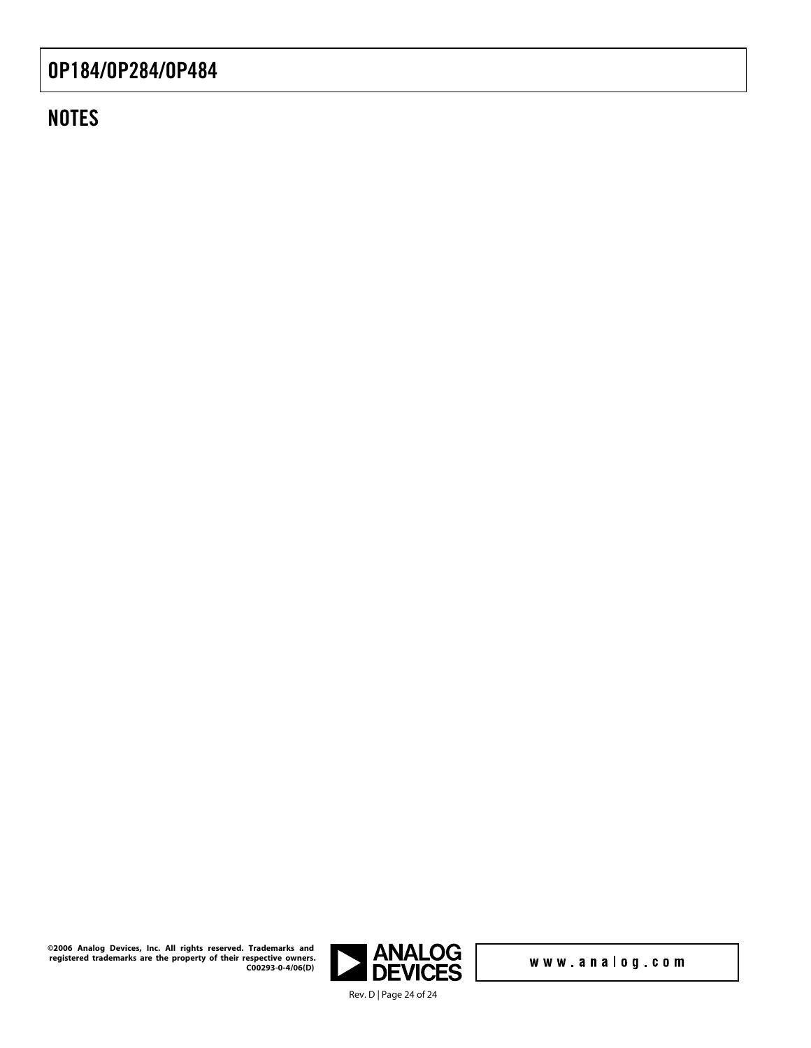## NOTES

©2006 Analog Devices, Inc. All rights reserved. Trademarks and registered trademarks are the property of their respective owners.
C00293-0-4/06(D)

www.analog.com